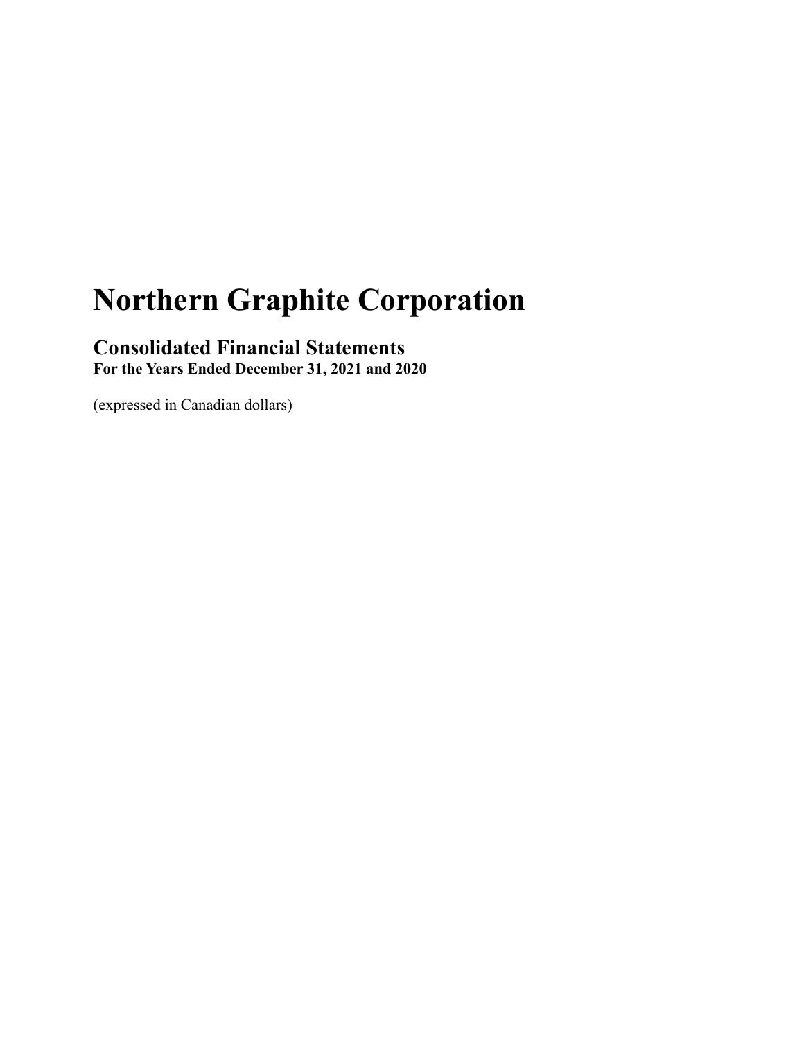# Northern Graphite Corporation

## Consolidated Financial Statements

**For the Years Ended December 31, 2021 and 2020**

(expressed in Canadian dollars)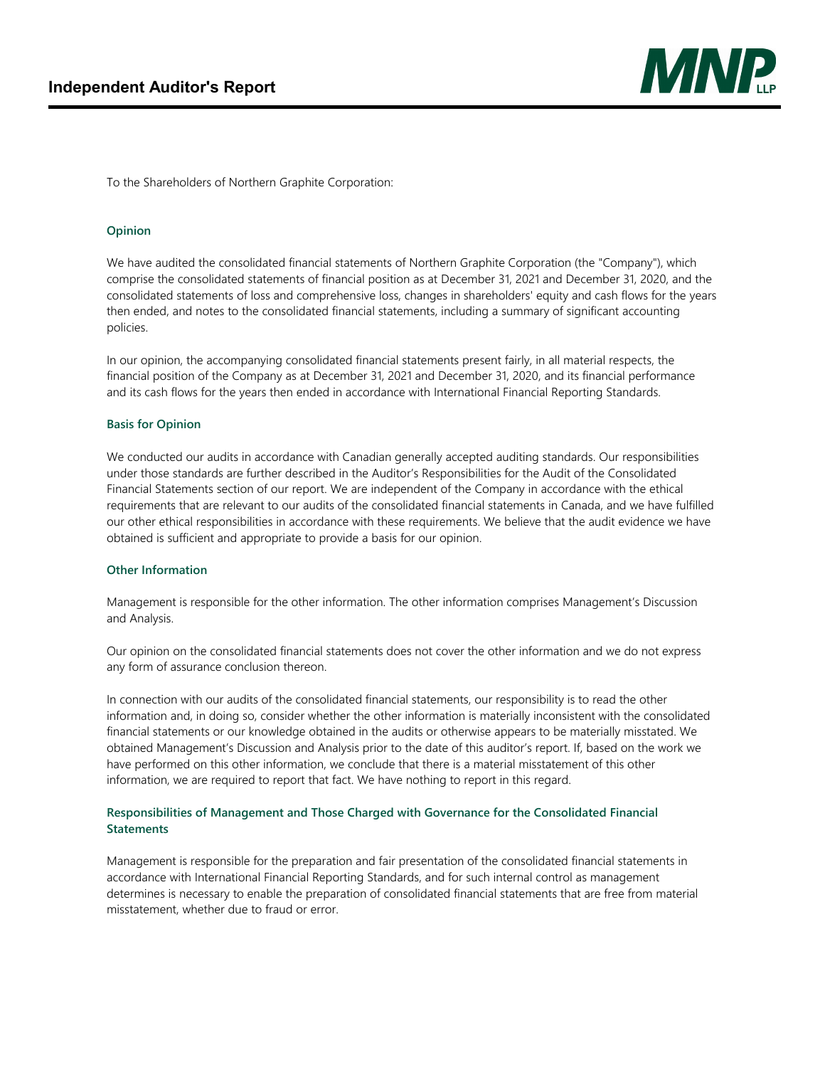# Independent Auditor's Report

To the Shareholders of Northern Graphite Corporation:

## Opinion

We have audited the consolidated financial statements of Northern Graphite Corporation (the "Company"), which comprise the consolidated statements of financial position as at December 31, 2021 and December 31, 2020, and the consolidated statements of loss and comprehensive loss, changes in shareholders' equity and cash flows for the years then ended, and notes to the consolidated financial statements, including a summary of significant accounting policies.

In our opinion, the accompanying consolidated financial statements present fairly, in all material respects, the financial position of the Company as at December 31, 2021 and December 31, 2020, and its financial performance and its cash flows for the years then ended in accordance with International Financial Reporting Standards.

## Basis for Opinion

We conducted our audits in accordance with Canadian generally accepted auditing standards. Our responsibilities under those standards are further described in the Auditor's Responsibilities for the Audit of the Consolidated Financial Statements section of our report. We are independent of the Company in accordance with the ethical requirements that are relevant to our audits of the consolidated financial statements in Canada, and we have fulfilled our other ethical responsibilities in accordance with these requirements. We believe that the audit evidence we have obtained is sufficient and appropriate to provide a basis for our opinion.

## Other Information

Management is responsible for the other information. The other information comprises Management's Discussion and Analysis.

Our opinion on the consolidated financial statements does not cover the other information and we do not express any form of assurance conclusion thereon.

In connection with our audits of the consolidated financial statements, our responsibility is to read the other information and, in doing so, consider whether the other information is materially inconsistent with the consolidated financial statements or our knowledge obtained in the audits or otherwise appears to be materially misstated. We obtained Management's Discussion and Analysis prior to the date of this auditor's report. If, based on the work we have performed on this other information, we conclude that there is a material misstatement of this other information, we are required to report that fact. We have nothing to report in this regard.

## Responsibilities of Management and Those Charged with Governance for the Consolidated Financial Statements

Management is responsible for the preparation and fair presentation of the consolidated financial statements in accordance with International Financial Reporting Standards, and for such internal control as management determines is necessary to enable the preparation of consolidated financial statements that are free from material misstatement, whether due to fraud or error.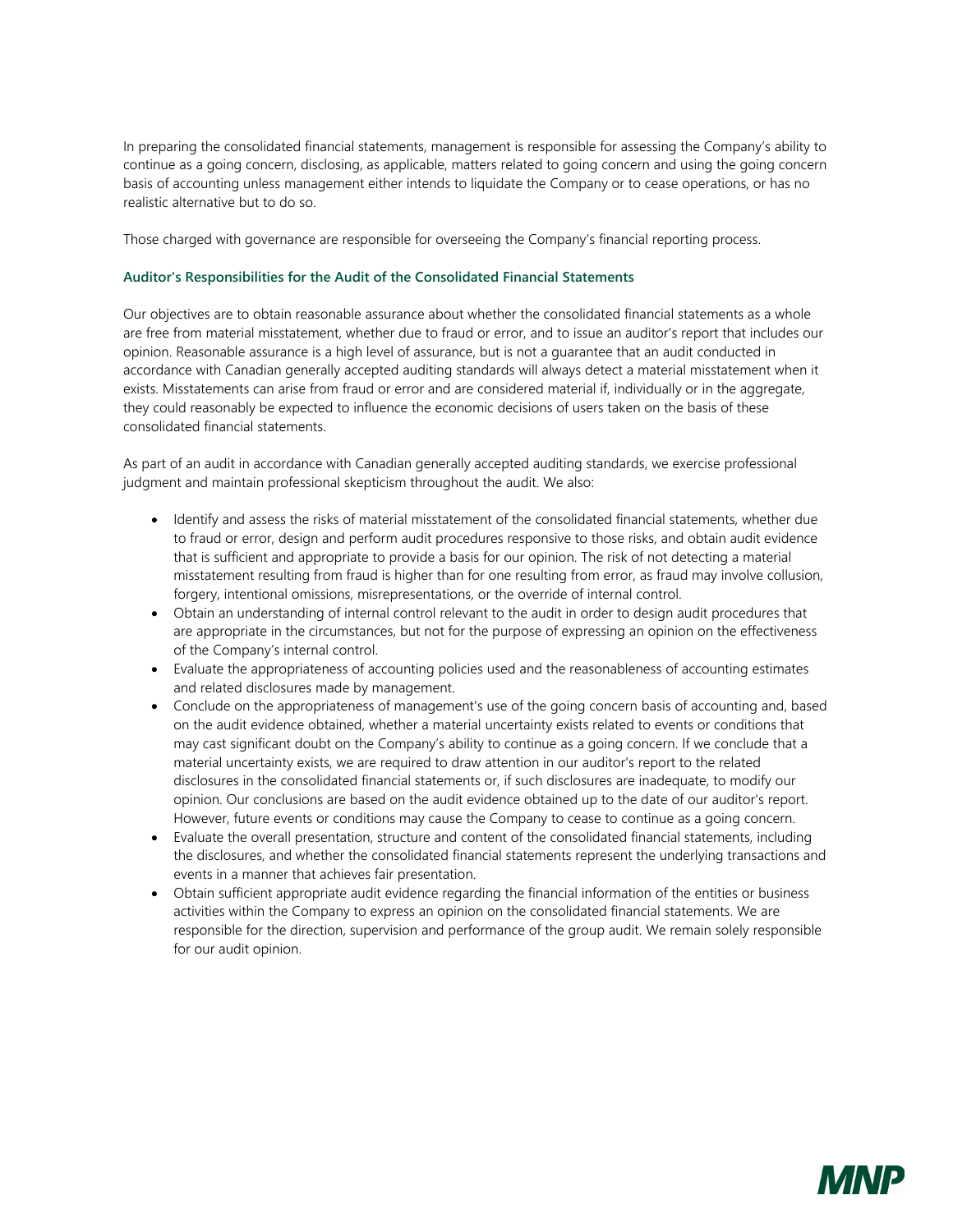In preparing the consolidated financial statements, management is responsible for assessing the Company's ability to continue as a going concern, disclosing, as applicable, matters related to going concern and using the going concern basis of accounting unless management either intends to liquidate the Company or to cease operations, or has no realistic alternative but to do so.

Those charged with governance are responsible for overseeing the Company's financial reporting process.

**Auditor's Responsibilities for the Audit of the Consolidated Financial Statements**

Our objectives are to obtain reasonable assurance about whether the consolidated financial statements as a whole are free from material misstatement, whether due to fraud or error, and to issue an auditor's report that includes our opinion. Reasonable assurance is a high level of assurance, but is not a guarantee that an audit conducted in accordance with Canadian generally accepted auditing standards will always detect a material misstatement when it exists. Misstatements can arise from fraud or error and are considered material if, individually or in the aggregate, they could reasonably be expected to influence the economic decisions of users taken on the basis of these consolidated financial statements.

As part of an audit in accordance with Canadian generally accepted auditing standards, we exercise professional judgment and maintain professional skepticism throughout the audit. We also:

- Identify and assess the risks of material misstatement of the consolidated financial statements, whether due to fraud or error, design and perform audit procedures responsive to those risks, and obtain audit evidence that is sufficient and appropriate to provide a basis for our opinion. The risk of not detecting a material misstatement resulting from fraud is higher than for one resulting from error, as fraud may involve collusion, forgery, intentional omissions, misrepresentations, or the override of internal control.
- Obtain an understanding of internal control relevant to the audit in order to design audit procedures that are appropriate in the circumstances, but not for the purpose of expressing an opinion on the effectiveness of the Company's internal control.
- Evaluate the appropriateness of accounting policies used and the reasonableness of accounting estimates and related disclosures made by management.
- Conclude on the appropriateness of management's use of the going concern basis of accounting and, based on the audit evidence obtained, whether a material uncertainty exists related to events or conditions that may cast significant doubt on the Company's ability to continue as a going concern. If we conclude that a material uncertainty exists, we are required to draw attention in our auditor's report to the related disclosures in the consolidated financial statements or, if such disclosures are inadequate, to modify our opinion. Our conclusions are based on the audit evidence obtained up to the date of our auditor's report. However, future events or conditions may cause the Company to cease to continue as a going concern.
- Evaluate the overall presentation, structure and content of the consolidated financial statements, including the disclosures, and whether the consolidated financial statements represent the underlying transactions and events in a manner that achieves fair presentation.
- Obtain sufficient appropriate audit evidence regarding the financial information of the entities or business activities within the Company to express an opinion on the consolidated financial statements. We are responsible for the direction, supervision and performance of the group audit. We remain solely responsible for our audit opinion.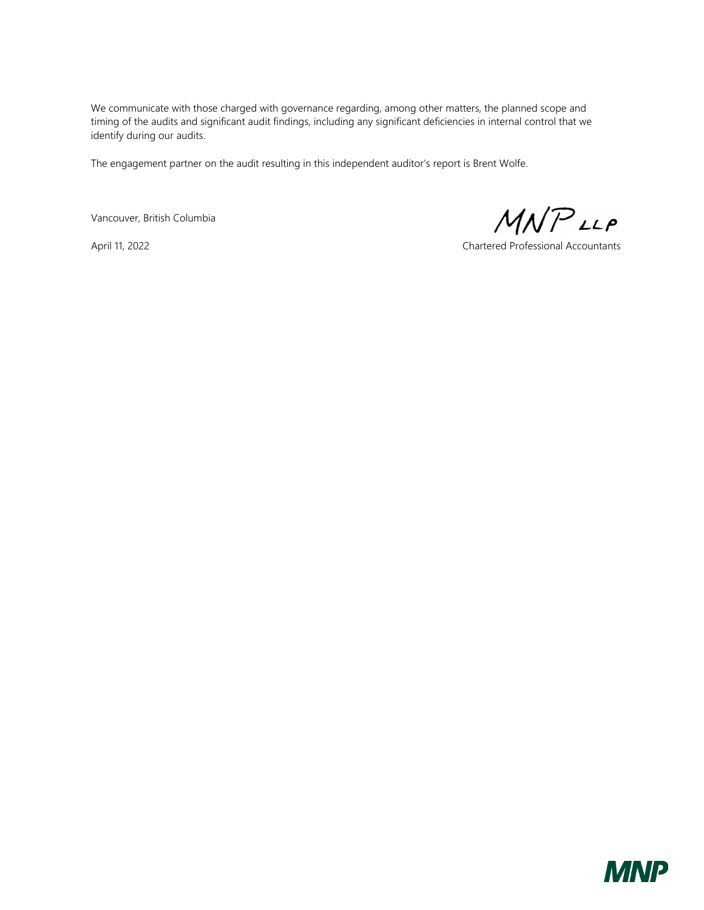We communicate with those charged with governance regarding, among other matters, the planned scope and timing of the audits and significant audit findings, including any significant deficiencies in internal control that we identify during our audits.

The engagement partner on the audit resulting in this independent auditor's report is Brent Wolfe.

Vancouver, British Columbia

April 11, 2022

MNP LLP

Chartered Professional Accountants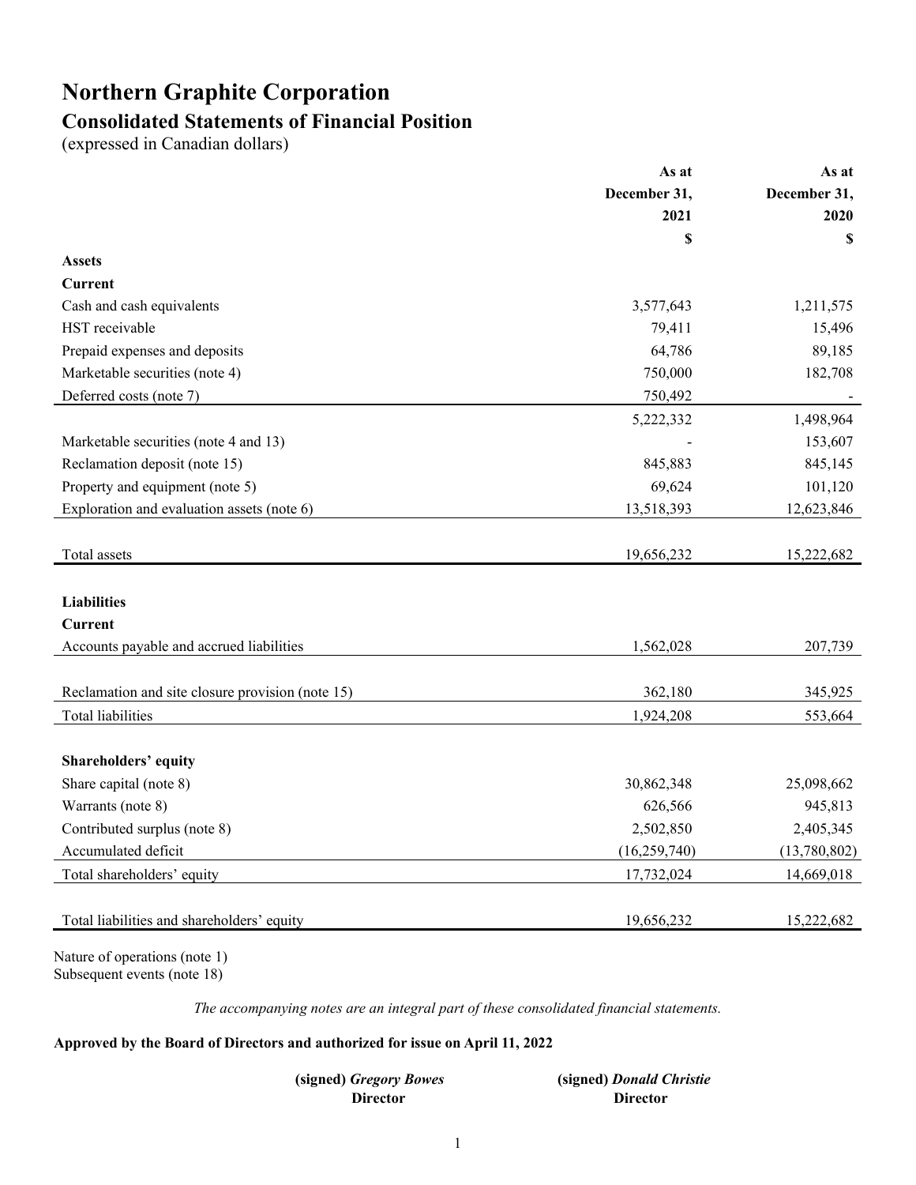# Northern Graphite Corporation

## Consolidated Statements of Financial Position

(expressed in Canadian dollars)

| | As at December 31, 2021 $ | As at December 31, 2020 $ |
|---|---|---|
| **Assets** | | |
| **Current** | | |
| Cash and cash equivalents | 3,577,643 | 1,211,575 |
| HST receivable | 79,411 | 15,496 |
| Prepaid expenses and deposits | 64,786 | 89,185 |
| Marketable securities (note 4) | 750,000 | 182,708 |
| Deferred costs (note 7) | 750,492 | - |
| | 5,222,332 | 1,498,964 |
| Marketable securities (note 4 and 13) | - | 153,607 |
| Reclamation deposit (note 15) | 845,883 | 845,145 |
| Property and equipment (note 5) | 69,624 | 101,120 |
| Exploration and evaluation assets (note 6) | 13,518,393 | 12,623,846 |
| Total assets | 19,656,232 | 15,222,682 |
| **Liabilities** | | |
| **Current** | | |
| Accounts payable and accrued liabilities | 1,562,028 | 207,739 |
| Reclamation and site closure provision (note 15) | 362,180 | 345,925 |
| Total liabilities | 1,924,208 | 553,664 |
| **Shareholders' equity** | | |
| Share capital (note 8) | 30,862,348 | 25,098,662 |
| Warrants (note 8) | 626,566 | 945,813 |
| Contributed surplus (note 8) | 2,502,850 | 2,405,345 |
| Accumulated deficit | (16,259,740) | (13,780,802) |
| Total shareholders' equity | 17,732,024 | 14,669,018 |
| Total liabilities and shareholders' equity | 19,656,232 | 15,222,682 |

Nature of operations (note 1)
Subsequent events (note 18)

*The accompanying notes are an integral part of these consolidated financial statements.*

**Approved by the Board of Directors and authorized for issue on April 11, 2022**

**(signed)** ***Gregory Bowes***
**Director**

**(signed)** ***Donald Christie***
**Director**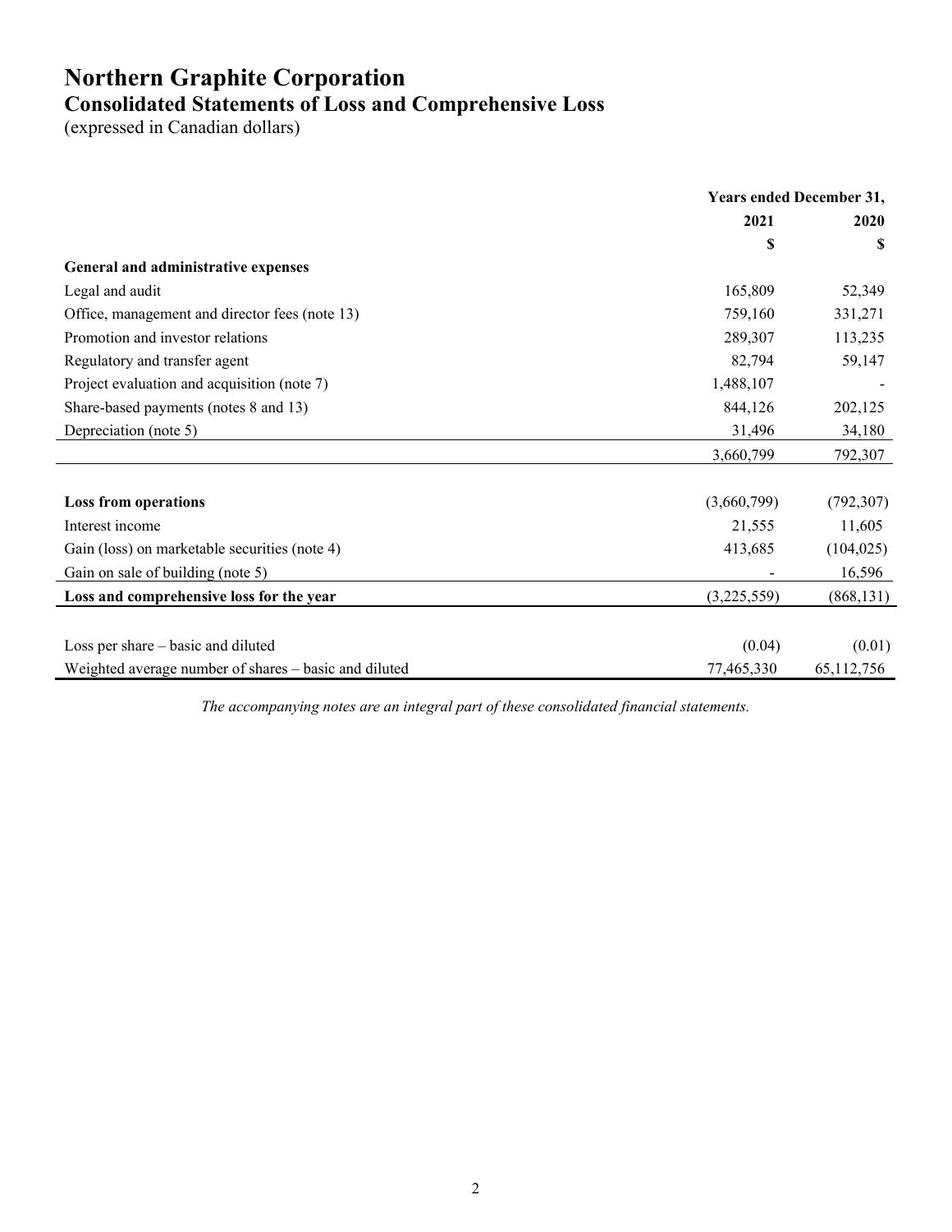# Northern Graphite Corporation

## Consolidated Statements of Loss and Comprehensive Loss

(expressed in Canadian dollars)

| | Years ended December 31, | |
|---|---|---|
| | 2021 | 2020 |
| | $ | $ |
| **General and administrative expenses** | | |
| Legal and audit | 165,809 | 52,349 |
| Office, management and director fees (note 13) | 759,160 | 331,271 |
| Promotion and investor relations | 289,307 | 113,235 |
| Regulatory and transfer agent | 82,794 | 59,147 |
| Project evaluation and acquisition (note 7) | 1,488,107 | - |
| Share-based payments (notes 8 and 13) | 844,126 | 202,125 |
| Depreciation (note 5) | 31,496 | 34,180 |
| | 3,660,799 | 792,307 |
| | | |
| **Loss from operations** | (3,660,799) | (792,307) |
| Interest income | 21,555 | 11,605 |
| Gain (loss) on marketable securities (note 4) | 413,685 | (104,025) |
| Gain on sale of building (note 5) | - | 16,596 |
| **Loss and comprehensive loss for the year** | (3,225,559) | (868,131) |
| | | |
| Loss per share – basic and diluted | (0.04) | (0.01) |
| Weighted average number of shares – basic and diluted | 77,465,330 | 65,112,756 |

*The accompanying notes are an integral part of these consolidated financial statements.*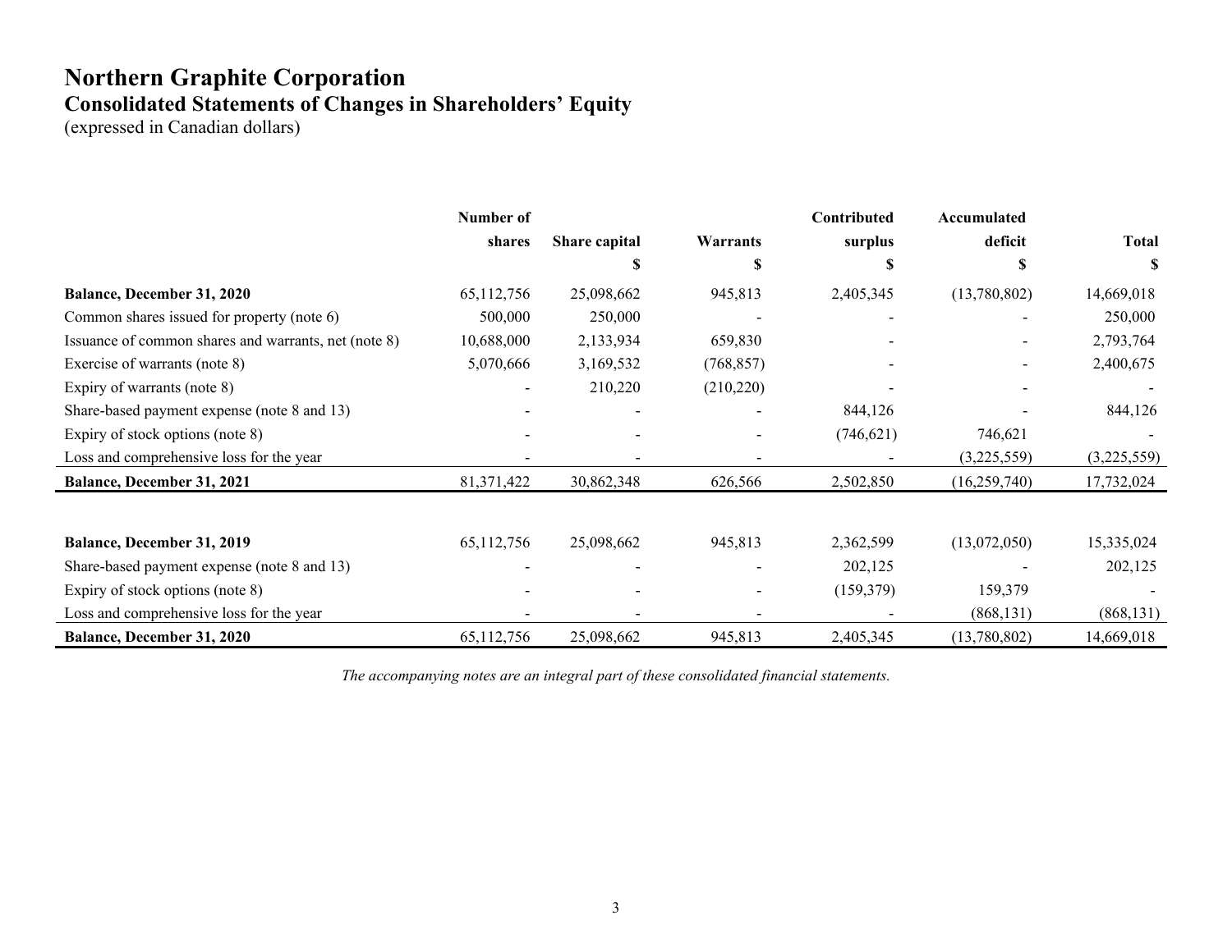# Northern Graphite Corporation

## Consolidated Statements of Changes in Shareholders' Equity

(expressed in Canadian dollars)

| | Number of shares | Share capital | Warrants | Contributed surplus | Accumulated deficit | Total |
|---|---|---|---|---|---|---|
| | | $ | $ | $ | $ | $ |
| **Balance, December 31, 2020** | 65,112,756 | 25,098,662 | 945,813 | 2,405,345 | (13,780,802) | 14,669,018 |
| Common shares issued for property (note 6) | 500,000 | 250,000 | - | - | - | 250,000 |
| Issuance of common shares and warrants, net (note 8) | 10,688,000 | 2,133,934 | 659,830 | - | - | 2,793,764 |
| Exercise of warrants (note 8) | 5,070,666 | 3,169,532 | (768,857) | - | - | 2,400,675 |
| Expiry of warrants (note 8) | - | 210,220 | (210,220) | - | - | - |
| Share-based payment expense (note 8 and 13) | - | - | - | 844,126 | - | 844,126 |
| Expiry of stock options (note 8) | - | - | - | (746,621) | 746,621 | - |
| Loss and comprehensive loss for the year | - | - | - | - | (3,225,559) | (3,225,559) |
| **Balance, December 31, 2021** | 81,371,422 | 30,862,348 | 626,566 | 2,502,850 | (16,259,740) | 17,732,024 |
| | | | | | | |
| **Balance, December 31, 2019** | 65,112,756 | 25,098,662 | 945,813 | 2,362,599 | (13,072,050) | 15,335,024 |
| Share-based payment expense (note 8 and 13) | - | - | - | 202,125 | - | 202,125 |
| Expiry of stock options (note 8) | - | - | - | (159,379) | 159,379 | - |
| Loss and comprehensive loss for the year | - | - | - | - | (868,131) | (868,131) |
| **Balance, December 31, 2020** | 65,112,756 | 25,098,662 | 945,813 | 2,405,345 | (13,780,802) | 14,669,018 |

*The accompanying notes are an integral part of these consolidated financial statements.*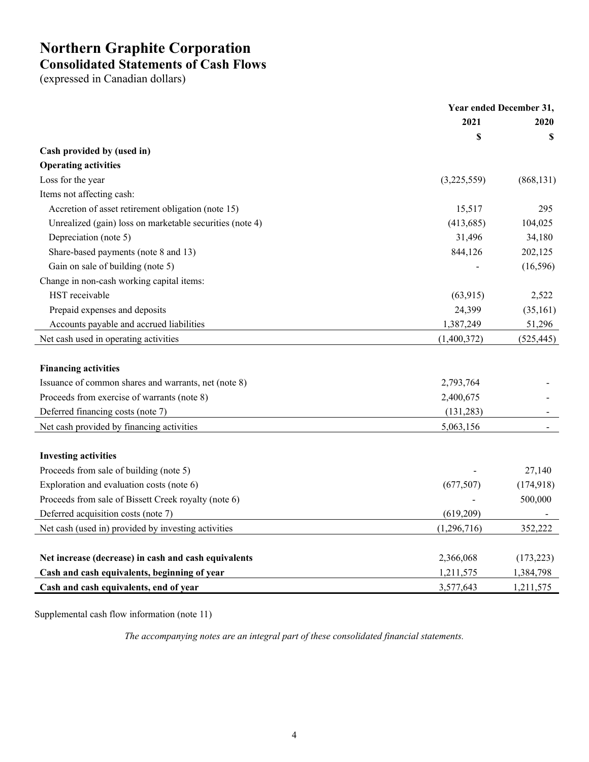# Northern Graphite Corporation

## Consolidated Statements of Cash Flows

(expressed in Canadian dollars)

| | Year ended December 31, | |
|---|---|---|
| | 2021 | 2020 |
| | $ | $ |
| **Cash provided by (used in)** | | |
| **Operating activities** | | |
| Loss for the year | (3,225,559) | (868,131) |
| Items not affecting cash: | | |
| Accretion of asset retirement obligation (note 15) | 15,517 | 295 |
| Unrealized (gain) loss on marketable securities (note 4) | (413,685) | 104,025 |
| Depreciation (note 5) | 31,496 | 34,180 |
| Share-based payments (note 8 and 13) | 844,126 | 202,125 |
| Gain on sale of building (note 5) | - | (16,596) |
| Change in non-cash working capital items: | | |
| HST receivable | (63,915) | 2,522 |
| Prepaid expenses and deposits | 24,399 | (35,161) |
| Accounts payable and accrued liabilities | 1,387,249 | 51,296 |
| Net cash used in operating activities | (1,400,372) | (525,445) |
| | | |
| **Financing activities** | | |
| Issuance of common shares and warrants, net (note 8) | 2,793,764 | - |
| Proceeds from exercise of warrants (note 8) | 2,400,675 | - |
| Deferred financing costs (note 7) | (131,283) | - |
| Net cash provided by financing activities | 5,063,156 | - |
| | | |
| **Investing activities** | | |
| Proceeds from sale of building (note 5) | - | 27,140 |
| Exploration and evaluation costs (note 6) | (677,507) | (174,918) |
| Proceeds from sale of Bissett Creek royalty (note 6) | - | 500,000 |
| Deferred acquisition costs (note 7) | (619,209) | - |
| Net cash (used in) provided by investing activities | (1,296,716) | 352,222 |
| | | |
| **Net increase (decrease) in cash and cash equivalents** | 2,366,068 | (173,223) |
| **Cash and cash equivalents, beginning of year** | 1,211,575 | 1,384,798 |
| **Cash and cash equivalents, end of year** | 3,577,643 | 1,211,575 |

Supplemental cash flow information (note 11)

*The accompanying notes are an integral part of these consolidated financial statements.*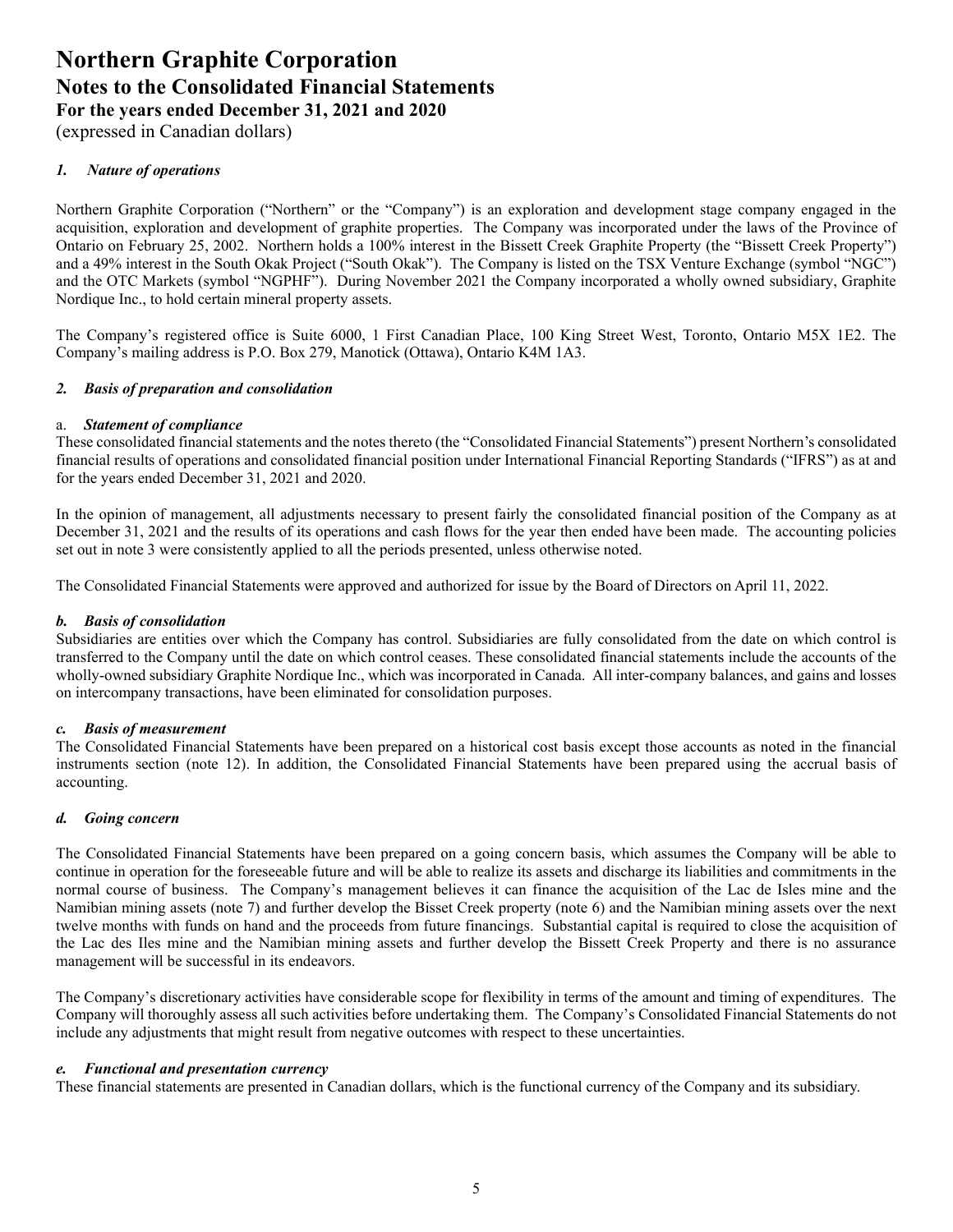# Northern Graphite Corporation

## Notes to the Consolidated Financial Statements

## For the years ended December 31, 2021 and 2020

(expressed in Canadian dollars)

### *1. Nature of operations*

Northern Graphite Corporation ("Northern" or the "Company") is an exploration and development stage company engaged in the acquisition, exploration and development of graphite properties. The Company was incorporated under the laws of the Province of Ontario on February 25, 2002. Northern holds a 100% interest in the Bissett Creek Graphite Property (the "Bissett Creek Property") and a 49% interest in the South Okak Project ("South Okak"). The Company is listed on the TSX Venture Exchange (symbol "NGC") and the OTC Markets (symbol "NGPHF"). During November 2021 the Company incorporated a wholly owned subsidiary, Graphite Nordique Inc., to hold certain mineral property assets.

The Company's registered office is Suite 6000, 1 First Canadian Place, 100 King Street West, Toronto, Ontario M5X 1E2. The Company's mailing address is P.O. Box 279, Manotick (Ottawa), Ontario K4M 1A3.

### *2. Basis of preparation and consolidation*

a. ***Statement of compliance***

These consolidated financial statements and the notes thereto (the "Consolidated Financial Statements") present Northern's consolidated financial results of operations and consolidated financial position under International Financial Reporting Standards ("IFRS") as at and for the years ended December 31, 2021 and 2020.

In the opinion of management, all adjustments necessary to present fairly the consolidated financial position of the Company as at December 31, 2021 and the results of its operations and cash flows for the year then ended have been made. The accounting policies set out in note 3 were consistently applied to all the periods presented, unless otherwise noted.

The Consolidated Financial Statements were approved and authorized for issue by the Board of Directors on April 11, 2022.

***b. Basis of consolidation***

Subsidiaries are entities over which the Company has control. Subsidiaries are fully consolidated from the date on which control is transferred to the Company until the date on which control ceases. These consolidated financial statements include the accounts of the wholly-owned subsidiary Graphite Nordique Inc., which was incorporated in Canada. All inter-company balances, and gains and losses on intercompany transactions, have been eliminated for consolidation purposes.

***c. Basis of measurement***

The Consolidated Financial Statements have been prepared on a historical cost basis except those accounts as noted in the financial instruments section (note 12). In addition, the Consolidated Financial Statements have been prepared using the accrual basis of accounting.

***d. Going concern***

The Consolidated Financial Statements have been prepared on a going concern basis, which assumes the Company will be able to continue in operation for the foreseeable future and will be able to realize its assets and discharge its liabilities and commitments in the normal course of business. The Company's management believes it can finance the acquisition of the Lac de Isles mine and the Namibian mining assets (note 7) and further develop the Bisset Creek property (note 6) and the Namibian mining assets over the next twelve months with funds on hand and the proceeds from future financings. Substantial capital is required to close the acquisition of the Lac des Iles mine and the Namibian mining assets and further develop the Bissett Creek Property and there is no assurance management will be successful in its endeavors.

The Company's discretionary activities have considerable scope for flexibility in terms of the amount and timing of expenditures. The Company will thoroughly assess all such activities before undertaking them. The Company's Consolidated Financial Statements do not include any adjustments that might result from negative outcomes with respect to these uncertainties.

***e. Functional and presentation currency***

These financial statements are presented in Canadian dollars, which is the functional currency of the Company and its subsidiary.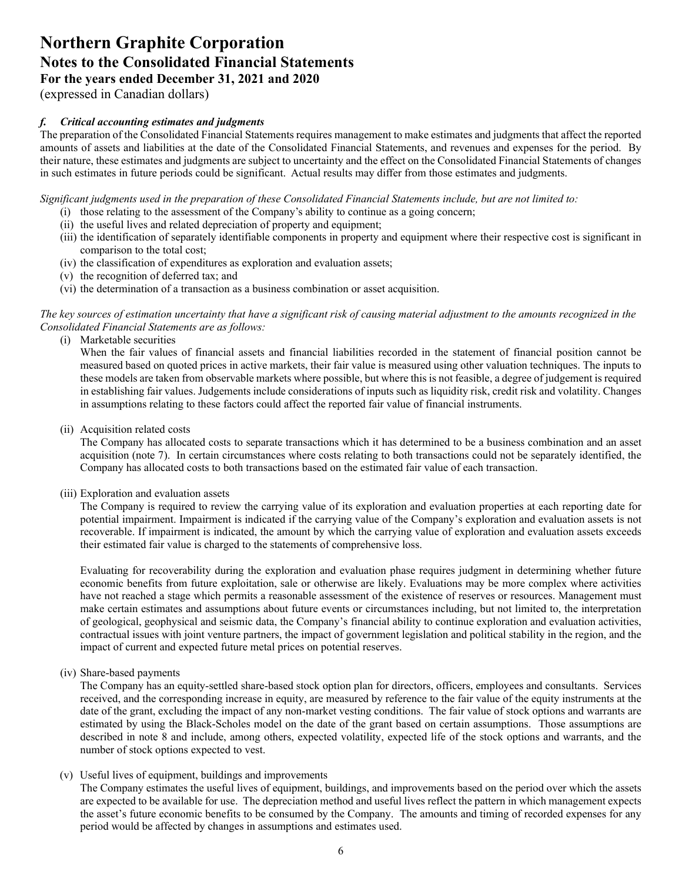# Northern Graphite Corporation
## Notes to the Consolidated Financial Statements
### For the years ended December 31, 2021 and 2020
(expressed in Canadian dollars)

***f. Critical accounting estimates and judgments***

The preparation of the Consolidated Financial Statements requires management to make estimates and judgments that affect the reported amounts of assets and liabilities at the date of the Consolidated Financial Statements, and revenues and expenses for the period. By their nature, these estimates and judgments are subject to uncertainty and the effect on the Consolidated Financial Statements of changes in such estimates in future periods could be significant. Actual results may differ from those estimates and judgments.

*Significant judgments used in the preparation of these Consolidated Financial Statements include, but are not limited to:*

(i) those relating to the assessment of the Company's ability to continue as a going concern;
(ii) the useful lives and related depreciation of property and equipment;
(iii) the identification of separately identifiable components in property and equipment where their respective cost is significant in comparison to the total cost;
(iv) the classification of expenditures as exploration and evaluation assets;
(v) the recognition of deferred tax; and
(vi) the determination of a transaction as a business combination or asset acquisition.

*The key sources of estimation uncertainty that have a significant risk of causing material adjustment to the amounts recognized in the Consolidated Financial Statements are as follows:*

(i) Marketable securities

When the fair values of financial assets and financial liabilities recorded in the statement of financial position cannot be measured based on quoted prices in active markets, their fair value is measured using other valuation techniques. The inputs to these models are taken from observable markets where possible, but where this is not feasible, a degree of judgement is required in establishing fair values. Judgements include considerations of inputs such as liquidity risk, credit risk and volatility. Changes in assumptions relating to these factors could affect the reported fair value of financial instruments.

(ii) Acquisition related costs

The Company has allocated costs to separate transactions which it has determined to be a business combination and an asset acquisition (note 7). In certain circumstances where costs relating to both transactions could not be separately identified, the Company has allocated costs to both transactions based on the estimated fair value of each transaction.

(iii) Exploration and evaluation assets

The Company is required to review the carrying value of its exploration and evaluation properties at each reporting date for potential impairment. Impairment is indicated if the carrying value of the Company's exploration and evaluation assets is not recoverable. If impairment is indicated, the amount by which the carrying value of exploration and evaluation assets exceeds their estimated fair value is charged to the statements of comprehensive loss.

Evaluating for recoverability during the exploration and evaluation phase requires judgment in determining whether future economic benefits from future exploitation, sale or otherwise are likely. Evaluations may be more complex where activities have not reached a stage which permits a reasonable assessment of the existence of reserves or resources. Management must make certain estimates and assumptions about future events or circumstances including, but not limited to, the interpretation of geological, geophysical and seismic data, the Company's financial ability to continue exploration and evaluation activities, contractual issues with joint venture partners, the impact of government legislation and political stability in the region, and the impact of current and expected future metal prices on potential reserves.

(iv) Share-based payments

The Company has an equity-settled share-based stock option plan for directors, officers, employees and consultants. Services received, and the corresponding increase in equity, are measured by reference to the fair value of the equity instruments at the date of the grant, excluding the impact of any non-market vesting conditions. The fair value of stock options and warrants are estimated by using the Black-Scholes model on the date of the grant based on certain assumptions. Those assumptions are described in note 8 and include, among others, expected volatility, expected life of the stock options and warrants, and the number of stock options expected to vest.

(v) Useful lives of equipment, buildings and improvements

The Company estimates the useful lives of equipment, buildings, and improvements based on the period over which the assets are expected to be available for use. The depreciation method and useful lives reflect the pattern in which management expects the asset's future economic benefits to be consumed by the Company. The amounts and timing of recorded expenses for any period would be affected by changes in assumptions and estimates used.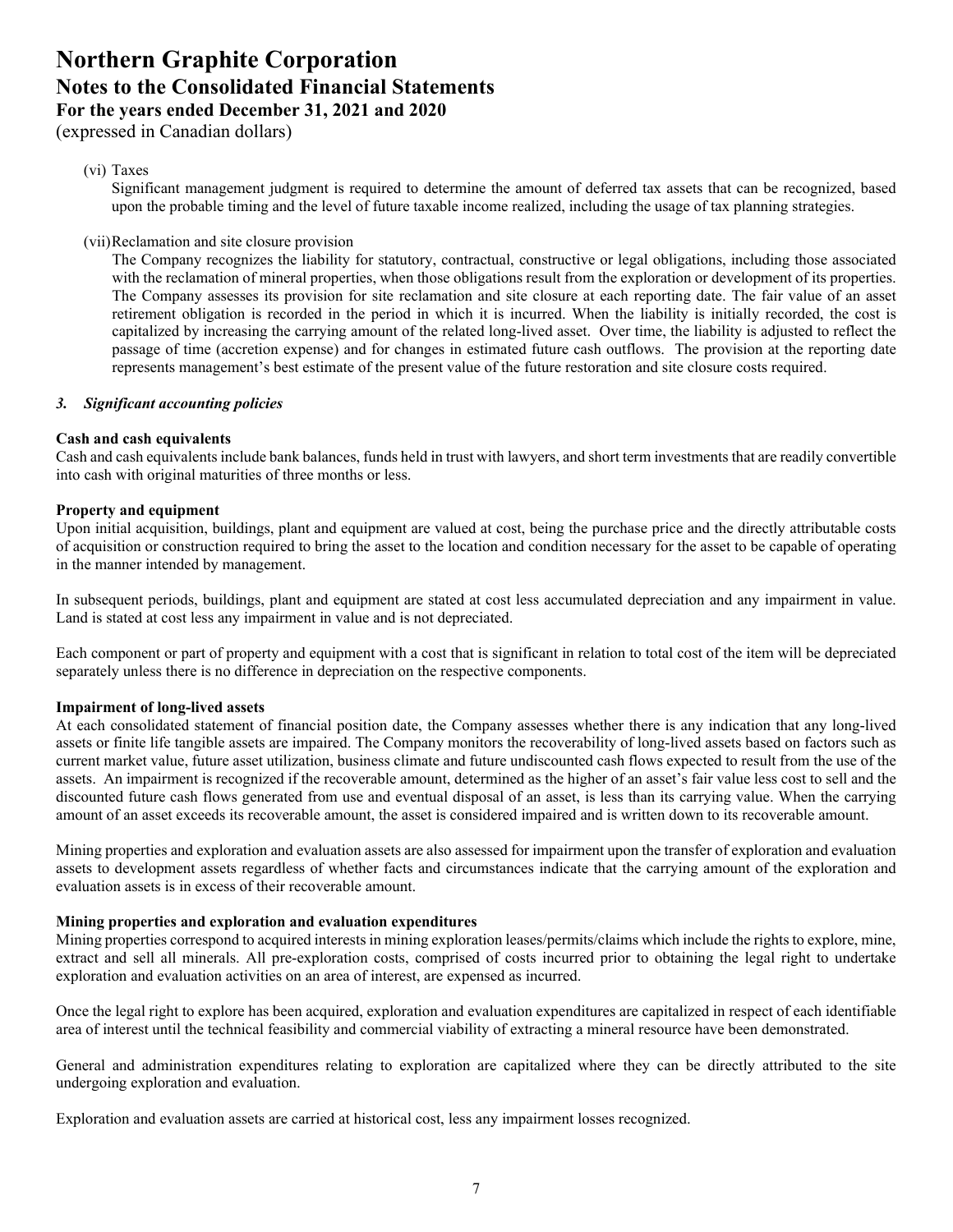(vi) Taxes

Significant management judgment is required to determine the amount of deferred tax assets that can be recognized, based upon the probable timing and the level of future taxable income realized, including the usage of tax planning strategies.

(vii) Reclamation and site closure provision

The Company recognizes the liability for statutory, contractual, constructive or legal obligations, including those associated with the reclamation of mineral properties, when those obligations result from the exploration or development of its properties. The Company assesses its provision for site reclamation and site closure at each reporting date. The fair value of an asset retirement obligation is recorded in the period in which it is incurred. When the liability is initially recorded, the cost is capitalized by increasing the carrying amount of the related long-lived asset. Over time, the liability is adjusted to reflect the passage of time (accretion expense) and for changes in estimated future cash outflows. The provision at the reporting date represents management's best estimate of the present value of the future restoration and site closure costs required.

## *3. Significant accounting policies*

**Cash and cash equivalents**

Cash and cash equivalents include bank balances, funds held in trust with lawyers, and short term investments that are readily convertible into cash with original maturities of three months or less.

**Property and equipment**

Upon initial acquisition, buildings, plant and equipment are valued at cost, being the purchase price and the directly attributable costs of acquisition or construction required to bring the asset to the location and condition necessary for the asset to be capable of operating in the manner intended by management.

In subsequent periods, buildings, plant and equipment are stated at cost less accumulated depreciation and any impairment in value. Land is stated at cost less any impairment in value and is not depreciated.

Each component or part of property and equipment with a cost that is significant in relation to total cost of the item will be depreciated separately unless there is no difference in depreciation on the respective components.

**Impairment of long-lived assets**

At each consolidated statement of financial position date, the Company assesses whether there is any indication that any long-lived assets or finite life tangible assets are impaired. The Company monitors the recoverability of long-lived assets based on factors such as current market value, future asset utilization, business climate and future undiscounted cash flows expected to result from the use of the assets. An impairment is recognized if the recoverable amount, determined as the higher of an asset's fair value less cost to sell and the discounted future cash flows generated from use and eventual disposal of an asset, is less than its carrying value. When the carrying amount of an asset exceeds its recoverable amount, the asset is considered impaired and is written down to its recoverable amount.

Mining properties and exploration and evaluation assets are also assessed for impairment upon the transfer of exploration and evaluation assets to development assets regardless of whether facts and circumstances indicate that the carrying amount of the exploration and evaluation assets is in excess of their recoverable amount.

**Mining properties and exploration and evaluation expenditures**

Mining properties correspond to acquired interests in mining exploration leases/permits/claims which include the rights to explore, mine, extract and sell all minerals. All pre-exploration costs, comprised of costs incurred prior to obtaining the legal right to undertake exploration and evaluation activities on an area of interest, are expensed as incurred.

Once the legal right to explore has been acquired, exploration and evaluation expenditures are capitalized in respect of each identifiable area of interest until the technical feasibility and commercial viability of extracting a mineral resource have been demonstrated.

General and administration expenditures relating to exploration are capitalized where they can be directly attributed to the site undergoing exploration and evaluation.

Exploration and evaluation assets are carried at historical cost, less any impairment losses recognized.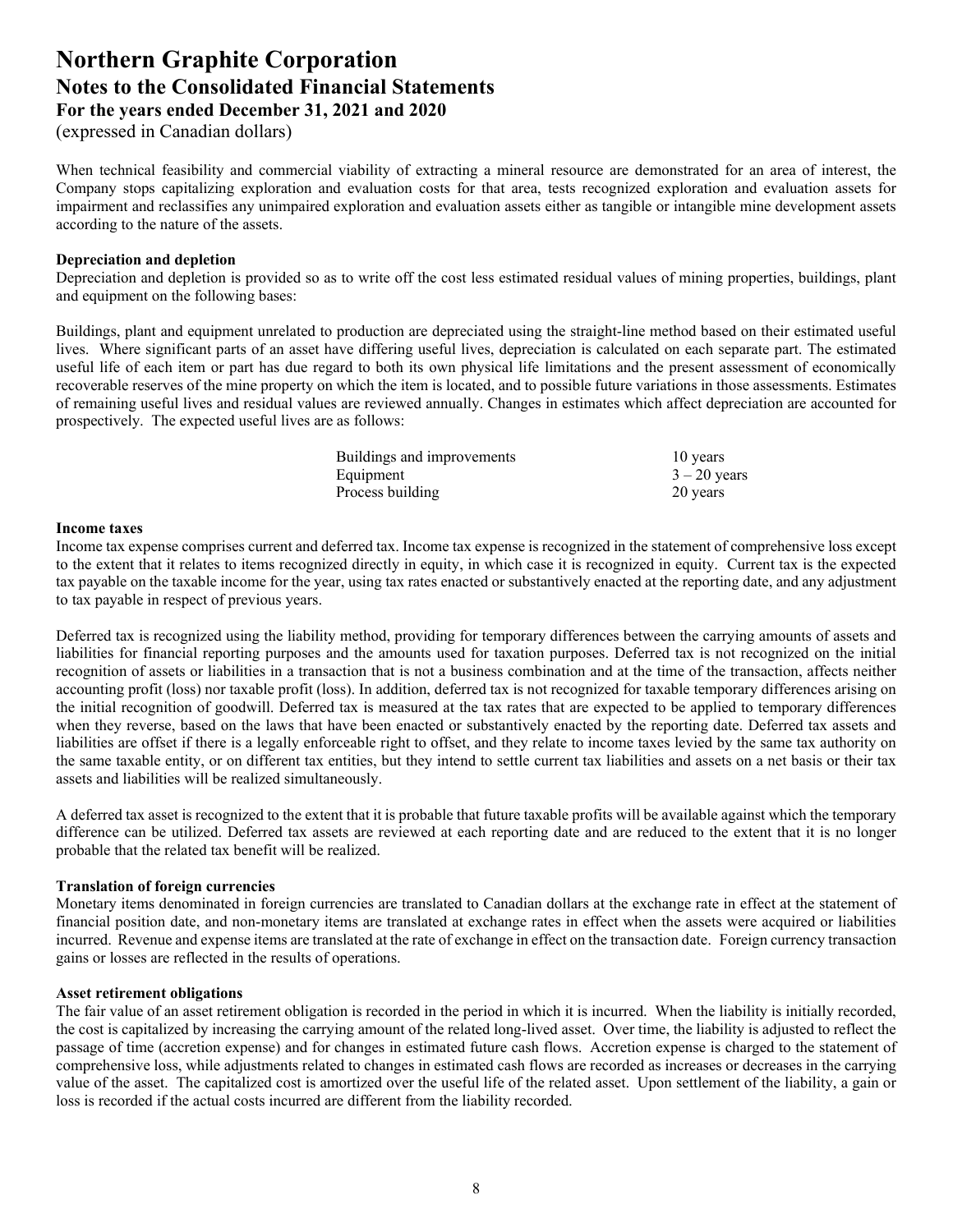When technical feasibility and commercial viability of extracting a mineral resource are demonstrated for an area of interest, the Company stops capitalizing exploration and evaluation costs for that area, tests recognized exploration and evaluation assets for impairment and reclassifies any unimpaired exploration and evaluation assets either as tangible or intangible mine development assets according to the nature of the assets.

**Depreciation and depletion**

Depreciation and depletion is provided so as to write off the cost less estimated residual values of mining properties, buildings, plant and equipment on the following bases:

Buildings, plant and equipment unrelated to production are depreciated using the straight-line method based on their estimated useful lives. Where significant parts of an asset have differing useful lives, depreciation is calculated on each separate part. The estimated useful life of each item or part has due regard to both its own physical life limitations and the present assessment of economically recoverable reserves of the mine property on which the item is located, and to possible future variations in those assessments. Estimates of remaining useful lives and residual values are reviewed annually. Changes in estimates which affect depreciation are accounted for prospectively. The expected useful lives are as follows:

| | |
|---|---|
| Buildings and improvements | 10 years |
| Equipment | 3 – 20 years |
| Process building | 20 years |

**Income taxes**

Income tax expense comprises current and deferred tax. Income tax expense is recognized in the statement of comprehensive loss except to the extent that it relates to items recognized directly in equity, in which case it is recognized in equity. Current tax is the expected tax payable on the taxable income for the year, using tax rates enacted or substantively enacted at the reporting date, and any adjustment to tax payable in respect of previous years.

Deferred tax is recognized using the liability method, providing for temporary differences between the carrying amounts of assets and liabilities for financial reporting purposes and the amounts used for taxation purposes. Deferred tax is not recognized on the initial recognition of assets or liabilities in a transaction that is not a business combination and at the time of the transaction, affects neither accounting profit (loss) nor taxable profit (loss). In addition, deferred tax is not recognized for taxable temporary differences arising on the initial recognition of goodwill. Deferred tax is measured at the tax rates that are expected to be applied to temporary differences when they reverse, based on the laws that have been enacted or substantively enacted by the reporting date. Deferred tax assets and liabilities are offset if there is a legally enforceable right to offset, and they relate to income taxes levied by the same tax authority on the same taxable entity, or on different tax entities, but they intend to settle current tax liabilities and assets on a net basis or their tax assets and liabilities will be realized simultaneously.

A deferred tax asset is recognized to the extent that it is probable that future taxable profits will be available against which the temporary difference can be utilized. Deferred tax assets are reviewed at each reporting date and are reduced to the extent that it is no longer probable that the related tax benefit will be realized.

**Translation of foreign currencies**

Monetary items denominated in foreign currencies are translated to Canadian dollars at the exchange rate in effect at the statement of financial position date, and non-monetary items are translated at exchange rates in effect when the assets were acquired or liabilities incurred. Revenue and expense items are translated at the rate of exchange in effect on the transaction date. Foreign currency transaction gains or losses are reflected in the results of operations.

**Asset retirement obligations**

The fair value of an asset retirement obligation is recorded in the period in which it is incurred. When the liability is initially recorded, the cost is capitalized by increasing the carrying amount of the related long-lived asset. Over time, the liability is adjusted to reflect the passage of time (accretion expense) and for changes in estimated future cash flows. Accretion expense is charged to the statement of comprehensive loss, while adjustments related to changes in estimated cash flows are recorded as increases or decreases in the carrying value of the asset. The capitalized cost is amortized over the useful life of the related asset. Upon settlement of the liability, a gain or loss is recorded if the actual costs incurred are different from the liability recorded.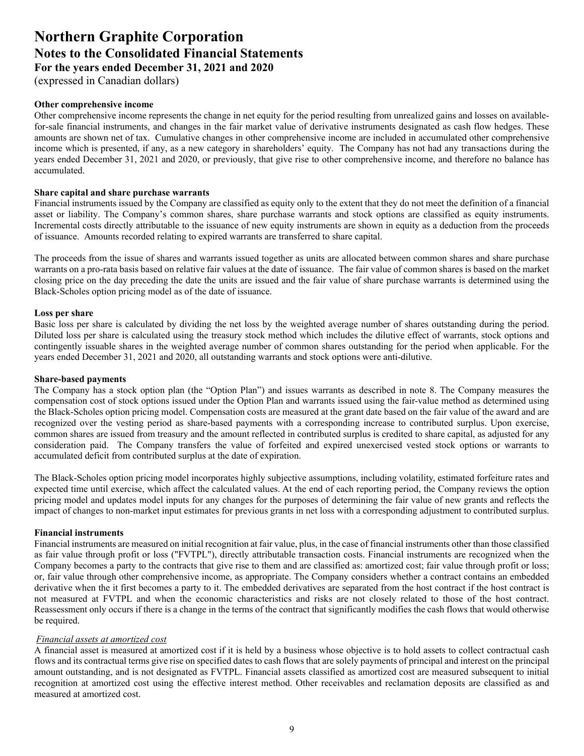# Northern Graphite Corporation
## Notes to the Consolidated Financial Statements
### For the years ended December 31, 2021 and 2020
(expressed in Canadian dollars)

**Other comprehensive income**

Other comprehensive income represents the change in net equity for the period resulting from unrealized gains and losses on available-for-sale financial instruments, and changes in the fair market value of derivative instruments designated as cash flow hedges. These amounts are shown net of tax. Cumulative changes in other comprehensive income are included in accumulated other comprehensive income which is presented, if any, as a new category in shareholders' equity. The Company has not had any transactions during the years ended December 31, 2021 and 2020, or previously, that give rise to other comprehensive income, and therefore no balance has accumulated.

**Share capital and share purchase warrants**

Financial instruments issued by the Company are classified as equity only to the extent that they do not meet the definition of a financial asset or liability. The Company's common shares, share purchase warrants and stock options are classified as equity instruments. Incremental costs directly attributable to the issuance of new equity instruments are shown in equity as a deduction from the proceeds of issuance. Amounts recorded relating to expired warrants are transferred to share capital.

The proceeds from the issue of shares and warrants issued together as units are allocated between common shares and share purchase warrants on a pro-rata basis based on relative fair values at the date of issuance. The fair value of common shares is based on the market closing price on the day preceding the date the units are issued and the fair value of share purchase warrants is determined using the Black-Scholes option pricing model as of the date of issuance.

**Loss per share**

Basic loss per share is calculated by dividing the net loss by the weighted average number of shares outstanding during the period. Diluted loss per share is calculated using the treasury stock method which includes the dilutive effect of warrants, stock options and contingently issuable shares in the weighted average number of common shares outstanding for the period when applicable. For the years ended December 31, 2021 and 2020, all outstanding warrants and stock options were anti-dilutive.

**Share-based payments**

The Company has a stock option plan (the "Option Plan") and issues warrants as described in note 8. The Company measures the compensation cost of stock options issued under the Option Plan and warrants issued using the fair-value method as determined using the Black-Scholes option pricing model. Compensation costs are measured at the grant date based on the fair value of the award and are recognized over the vesting period as share-based payments with a corresponding increase to contributed surplus. Upon exercise, common shares are issued from treasury and the amount reflected in contributed surplus is credited to share capital, as adjusted for any consideration paid. The Company transfers the value of forfeited and expired unexercised vested stock options or warrants to accumulated deficit from contributed surplus at the date of expiration.

The Black-Scholes option pricing model incorporates highly subjective assumptions, including volatility, estimated forfeiture rates and expected time until exercise, which affect the calculated values. At the end of each reporting period, the Company reviews the option pricing model and updates model inputs for any changes for the purposes of determining the fair value of new grants and reflects the impact of changes to non-market input estimates for previous grants in net loss with a corresponding adjustment to contributed surplus.

**Financial instruments**

Financial instruments are measured on initial recognition at fair value, plus, in the case of financial instruments other than those classified as fair value through profit or loss ("FVTPL"), directly attributable transaction costs. Financial instruments are recognized when the Company becomes a party to the contracts that give rise to them and are classified as: amortized cost; fair value through profit or loss; or, fair value through other comprehensive income, as appropriate. The Company considers whether a contract contains an embedded derivative when the it first becomes a party to it. The embedded derivatives are separated from the host contract if the host contract is not measured at FVTPL and when the economic characteristics and risks are not closely related to those of the host contract. Reassessment only occurs if there is a change in the terms of the contract that significantly modifies the cash flows that would otherwise be required.

*Financial assets at amortized cost*

A financial asset is measured at amortized cost if it is held by a business whose objective is to hold assets to collect contractual cash flows and its contractual terms give rise on specified dates to cash flows that are solely payments of principal and interest on the principal amount outstanding, and is not designated as FVTPL. Financial assets classified as amortized cost are measured subsequent to initial recognition at amortized cost using the effective interest method. Other receivables and reclamation deposits are classified as and measured at amortized cost.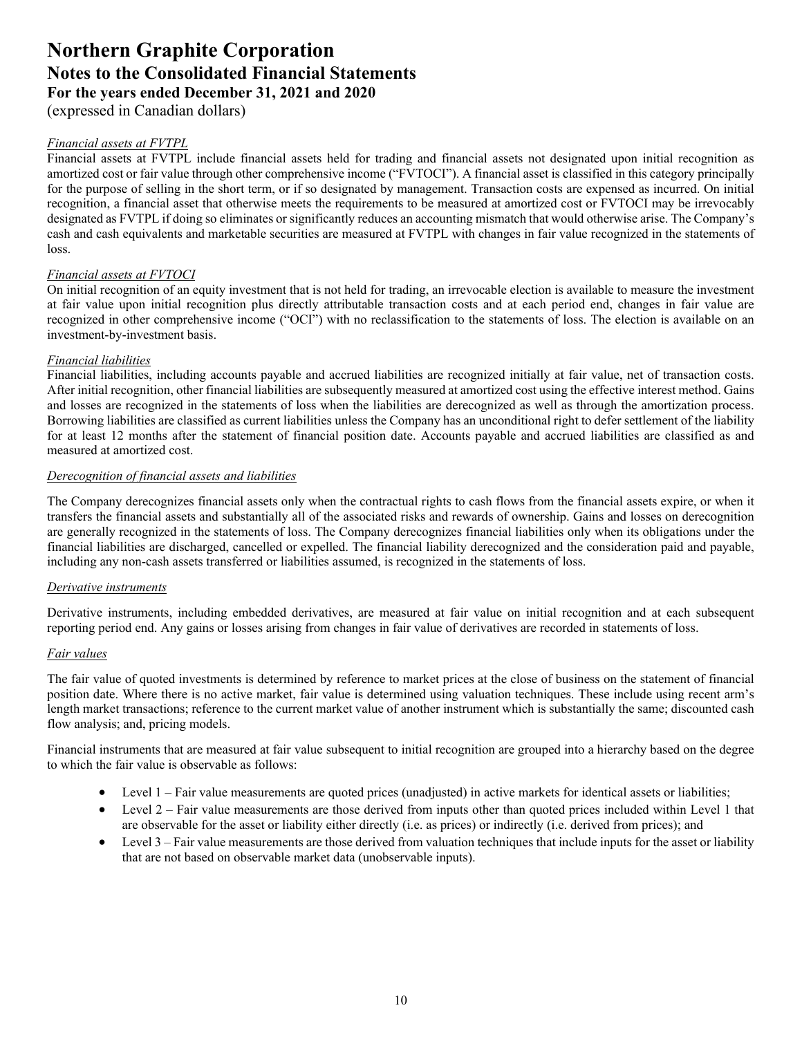*Financial assets at FVTPL*

Financial assets at FVTPL include financial assets held for trading and financial assets not designated upon initial recognition as amortized cost or fair value through other comprehensive income ("FVTOCI"). A financial asset is classified in this category principally for the purpose of selling in the short term, or if so designated by management. Transaction costs are expensed as incurred. On initial recognition, a financial asset that otherwise meets the requirements to be measured at amortized cost or FVTOCI may be irrevocably designated as FVTPL if doing so eliminates or significantly reduces an accounting mismatch that would otherwise arise. The Company's cash and cash equivalents and marketable securities are measured at FVTPL with changes in fair value recognized in the statements of loss.

*Financial assets at FVTOCI*

On initial recognition of an equity investment that is not held for trading, an irrevocable election is available to measure the investment at fair value upon initial recognition plus directly attributable transaction costs and at each period end, changes in fair value are recognized in other comprehensive income ("OCI") with no reclassification to the statements of loss. The election is available on an investment-by-investment basis.

*Financial liabilities*

Financial liabilities, including accounts payable and accrued liabilities are recognized initially at fair value, net of transaction costs. After initial recognition, other financial liabilities are subsequently measured at amortized cost using the effective interest method. Gains and losses are recognized in the statements of loss when the liabilities are derecognized as well as through the amortization process. Borrowing liabilities are classified as current liabilities unless the Company has an unconditional right to defer settlement of the liability for at least 12 months after the statement of financial position date. Accounts payable and accrued liabilities are classified as and measured at amortized cost.

*Derecognition of financial assets and liabilities*

The Company derecognizes financial assets only when the contractual rights to cash flows from the financial assets expire, or when it transfers the financial assets and substantially all of the associated risks and rewards of ownership. Gains and losses on derecognition are generally recognized in the statements of loss. The Company derecognizes financial liabilities only when its obligations under the financial liabilities are discharged, cancelled or expelled. The financial liability derecognized and the consideration paid and payable, including any non-cash assets transferred or liabilities assumed, is recognized in the statements of loss.

*Derivative instruments*

Derivative instruments, including embedded derivatives, are measured at fair value on initial recognition and at each subsequent reporting period end. Any gains or losses arising from changes in fair value of derivatives are recorded in statements of loss.

*Fair values*

The fair value of quoted investments is determined by reference to market prices at the close of business on the statement of financial position date. Where there is no active market, fair value is determined using valuation techniques. These include using recent arm's length market transactions; reference to the current market value of another instrument which is substantially the same; discounted cash flow analysis; and, pricing models.

Financial instruments that are measured at fair value subsequent to initial recognition are grouped into a hierarchy based on the degree to which the fair value is observable as follows:

- Level 1 – Fair value measurements are quoted prices (unadjusted) in active markets for identical assets or liabilities;
- Level 2 – Fair value measurements are those derived from inputs other than quoted prices included within Level 1 that are observable for the asset or liability either directly (i.e. as prices) or indirectly (i.e. derived from prices); and
- Level 3 – Fair value measurements are those derived from valuation techniques that include inputs for the asset or liability that are not based on observable market data (unobservable inputs).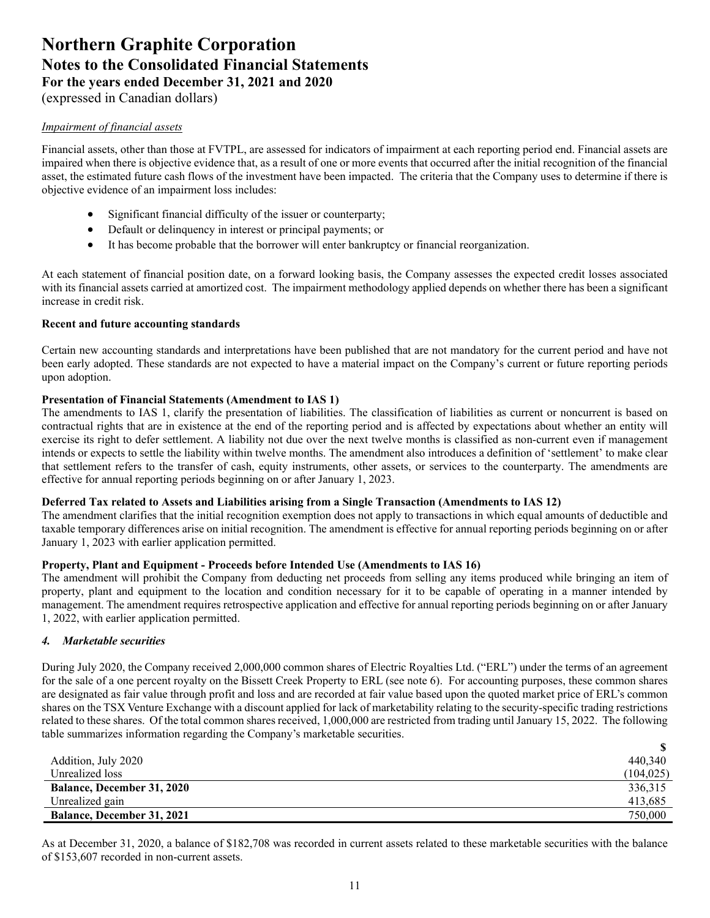*Impairment of financial assets*

Financial assets, other than those at FVTPL, are assessed for indicators of impairment at each reporting period end. Financial assets are impaired when there is objective evidence that, as a result of one or more events that occurred after the initial recognition of the financial asset, the estimated future cash flows of the investment have been impacted. The criteria that the Company uses to determine if there is objective evidence of an impairment loss includes:

- Significant financial difficulty of the issuer or counterparty;
- Default or delinquency in interest or principal payments; or
- It has become probable that the borrower will enter bankruptcy or financial reorganization.

At each statement of financial position date, on a forward looking basis, the Company assesses the expected credit losses associated with its financial assets carried at amortized cost. The impairment methodology applied depends on whether there has been a significant increase in credit risk.

**Recent and future accounting standards**

Certain new accounting standards and interpretations have been published that are not mandatory for the current period and have not been early adopted. These standards are not expected to have a material impact on the Company's current or future reporting periods upon adoption.

**Presentation of Financial Statements (Amendment to IAS 1)**

The amendments to IAS 1, clarify the presentation of liabilities. The classification of liabilities as current or noncurrent is based on contractual rights that are in existence at the end of the reporting period and is affected by expectations about whether an entity will exercise its right to defer settlement. A liability not due over the next twelve months is classified as non-current even if management intends or expects to settle the liability within twelve months. The amendment also introduces a definition of 'settlement' to make clear that settlement refers to the transfer of cash, equity instruments, other assets, or services to the counterparty. The amendments are effective for annual reporting periods beginning on or after January 1, 2023.

**Deferred Tax related to Assets and Liabilities arising from a Single Transaction (Amendments to IAS 12)**

The amendment clarifies that the initial recognition exemption does not apply to transactions in which equal amounts of deductible and taxable temporary differences arise on initial recognition. The amendment is effective for annual reporting periods beginning on or after January 1, 2023 with earlier application permitted.

**Property, Plant and Equipment - Proceeds before Intended Use (Amendments to IAS 16)**

The amendment will prohibit the Company from deducting net proceeds from selling any items produced while bringing an item of property, plant and equipment to the location and condition necessary for it to be capable of operating in a manner intended by management. The amendment requires retrospective application and effective for annual reporting periods beginning on or after January 1, 2022, with earlier application permitted.

### *4. Marketable securities*

During July 2020, the Company received 2,000,000 common shares of Electric Royalties Ltd. ("ERL") under the terms of an agreement for the sale of a one percent royalty on the Bissett Creek Property to ERL (see note 6). For accounting purposes, these common shares are designated as fair value through profit and loss and are recorded at fair value based upon the quoted market price of ERL's common shares on the TSX Venture Exchange with a discount applied for lack of marketability relating to the security-specific trading restrictions related to these shares. Of the total common shares received, 1,000,000 are restricted from trading until January 15, 2022. The following table summarizes information regarding the Company's marketable securities.

| | $ |
|---|---|
| Addition, July 2020 | 440,340 |
| Unrealized loss | (104,025) |
| **Balance, December 31, 2020** | 336,315 |
| Unrealized gain | 413,685 |
| **Balance, December 31, 2021** | 750,000 |

As at December 31, 2020, a balance of $182,708 was recorded in current assets related to these marketable securities with the balance of $153,607 recorded in non-current assets.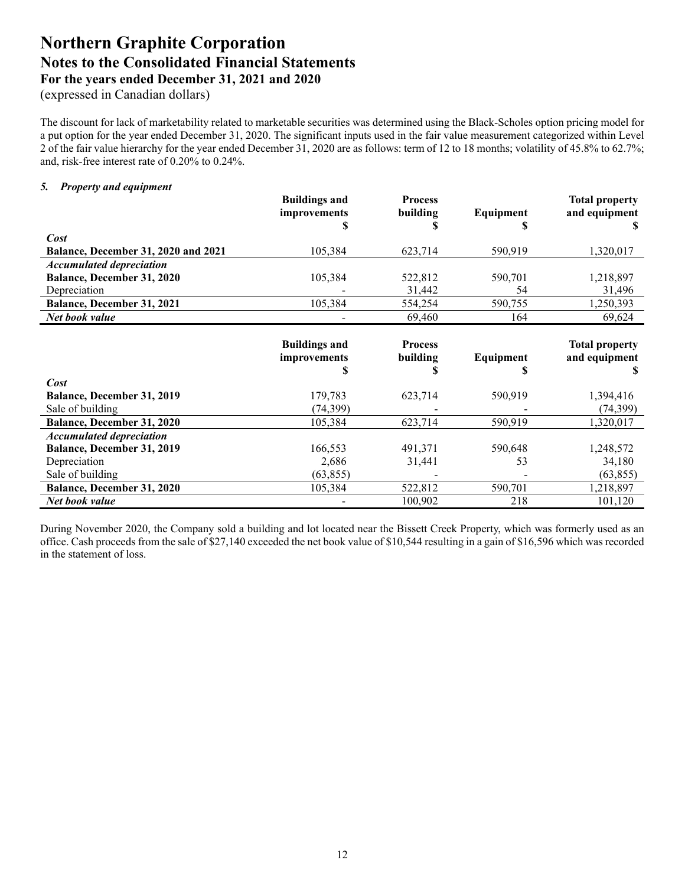The discount for lack of marketability related to marketable securities was determined using the Black-Scholes option pricing model for a put option for the year ended December 31, 2020. The significant inputs used in the fair value measurement categorized within Level 2 of the fair value hierarchy for the year ended December 31, 2020 are as follows: term of 12 to 18 months; volatility of 45.8% to 62.7%; and, risk-free interest rate of 0.20% to 0.24%.

### 5. *Property and equipment*

| | Buildings and improvements $ | Process building $ | Equipment $ | Total property and equipment $ |
|---|---|---|---|---|
| ***Cost*** | | | | |
| **Balance, December 31, 2020 and 2021** | 105,384 | 623,714 | 590,919 | 1,320,017 |
| ***Accumulated depreciation*** | | | | |
| **Balance, December 31, 2020** | 105,384 | 522,812 | 590,701 | 1,218,897 |
| Depreciation | - | 31,442 | 54 | 31,496 |
| **Balance, December 31, 2021** | 105,384 | 554,254 | 590,755 | 1,250,393 |
| ***Net book value*** | - | 69,460 | 164 | 69,624 |

| | Buildings and improvements $ | Process building $ | Equipment $ | Total property and equipment $ |
|---|---|---|---|---|
| ***Cost*** | | | | |
| **Balance, December 31, 2019** | 179,783 | 623,714 | 590,919 | 1,394,416 |
| Sale of building | (74,399) | - | - | (74,399) |
| **Balance, December 31, 2020** | 105,384 | 623,714 | 590,919 | 1,320,017 |
| ***Accumulated depreciation*** | | | | |
| **Balance, December 31, 2019** | 166,553 | 491,371 | 590,648 | 1,248,572 |
| Depreciation | 2,686 | 31,441 | 53 | 34,180 |
| Sale of building | (63,855) | - | - | (63,855) |
| **Balance, December 31, 2020** | 105,384 | 522,812 | 590,701 | 1,218,897 |
| ***Net book value*** | - | 100,902 | 218 | 101,120 |

During November 2020, the Company sold a building and lot located near the Bissett Creek Property, which was formerly used as an office. Cash proceeds from the sale of $27,140 exceeded the net book value of $10,544 resulting in a gain of $16,596 which was recorded in the statement of loss.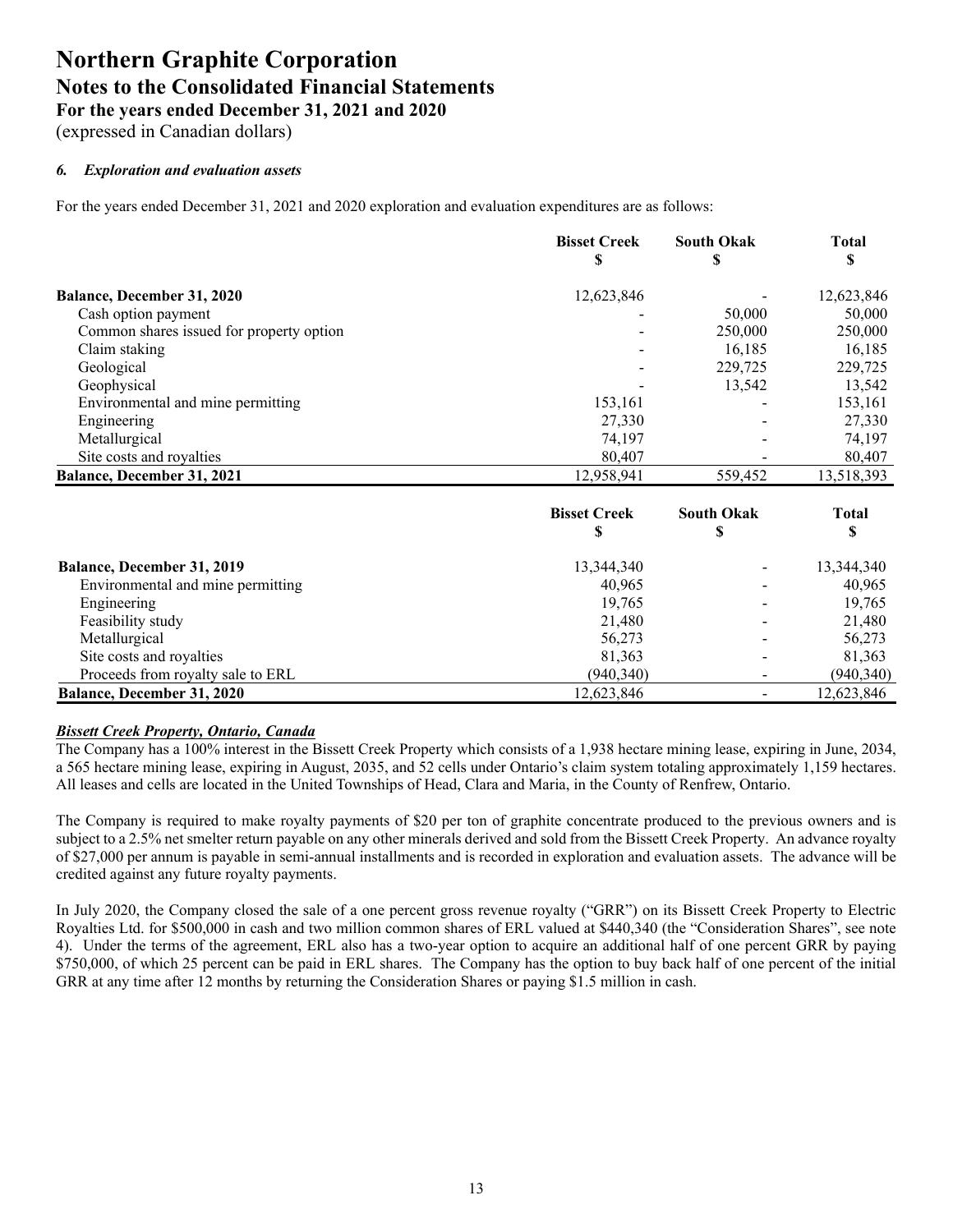# Northern Graphite Corporation
## Notes to the Consolidated Financial Statements
### For the years ended December 31, 2021 and 2020
(expressed in Canadian dollars)

### *6. Exploration and evaluation assets*

For the years ended December 31, 2021 and 2020 exploration and evaluation expenditures are as follows:

| | Bisset Creek<br>$ | South Okak<br>$ | Total<br>$ |
|---|---|---|---|
| **Balance, December 31, 2020** | 12,623,846 | - | 12,623,846 |
| Cash option payment | - | 50,000 | 50,000 |
| Common shares issued for property option | - | 250,000 | 250,000 |
| Claim staking | - | 16,185 | 16,185 |
| Geological | - | 229,725 | 229,725 |
| Geophysical | - | 13,542 | 13,542 |
| Environmental and mine permitting | 153,161 | - | 153,161 |
| Engineering | 27,330 | - | 27,330 |
| Metallurgical | 74,197 | - | 74,197 |
| Site costs and royalties | 80,407 | - | 80,407 |
| **Balance, December 31, 2021** | 12,958,941 | 559,452 | 13,518,393 |

| | Bisset Creek<br>$ | South Okak<br>$ | Total<br>$ |
|---|---|---|---|
| **Balance, December 31, 2019** | 13,344,340 | - | 13,344,340 |
| Environmental and mine permitting | 40,965 | - | 40,965 |
| Engineering | 19,765 | - | 19,765 |
| Feasibility study | 21,480 | - | 21,480 |
| Metallurgical | 56,273 | - | 56,273 |
| Site costs and royalties | 81,363 | - | 81,363 |
| Proceeds from royalty sale to ERL | (940,340) | - | (940,340) |
| **Balance, December 31, 2020** | 12,623,846 | - | 12,623,846 |

***Bissett Creek Property, Ontario, Canada***

The Company has a 100% interest in the Bissett Creek Property which consists of a 1,938 hectare mining lease, expiring in June, 2034, a 565 hectare mining lease, expiring in August, 2035, and 52 cells under Ontario's claim system totaling approximately 1,159 hectares. All leases and cells are located in the United Townships of Head, Clara and Maria, in the County of Renfrew, Ontario.

The Company is required to make royalty payments of $20 per ton of graphite concentrate produced to the previous owners and is subject to a 2.5% net smelter return payable on any other minerals derived and sold from the Bissett Creek Property. An advance royalty of $27,000 per annum is payable in semi-annual installments and is recorded in exploration and evaluation assets. The advance will be credited against any future royalty payments.

In July 2020, the Company closed the sale of a one percent gross revenue royalty ("GRR") on its Bissett Creek Property to Electric Royalties Ltd. for $500,000 in cash and two million common shares of ERL valued at $440,340 (the "Consideration Shares", see note 4). Under the terms of the agreement, ERL also has a two-year option to acquire an additional half of one percent GRR by paying $750,000, of which 25 percent can be paid in ERL shares. The Company has the option to buy back half of one percent of the initial GRR at any time after 12 months by returning the Consideration Shares or paying $1.5 million in cash.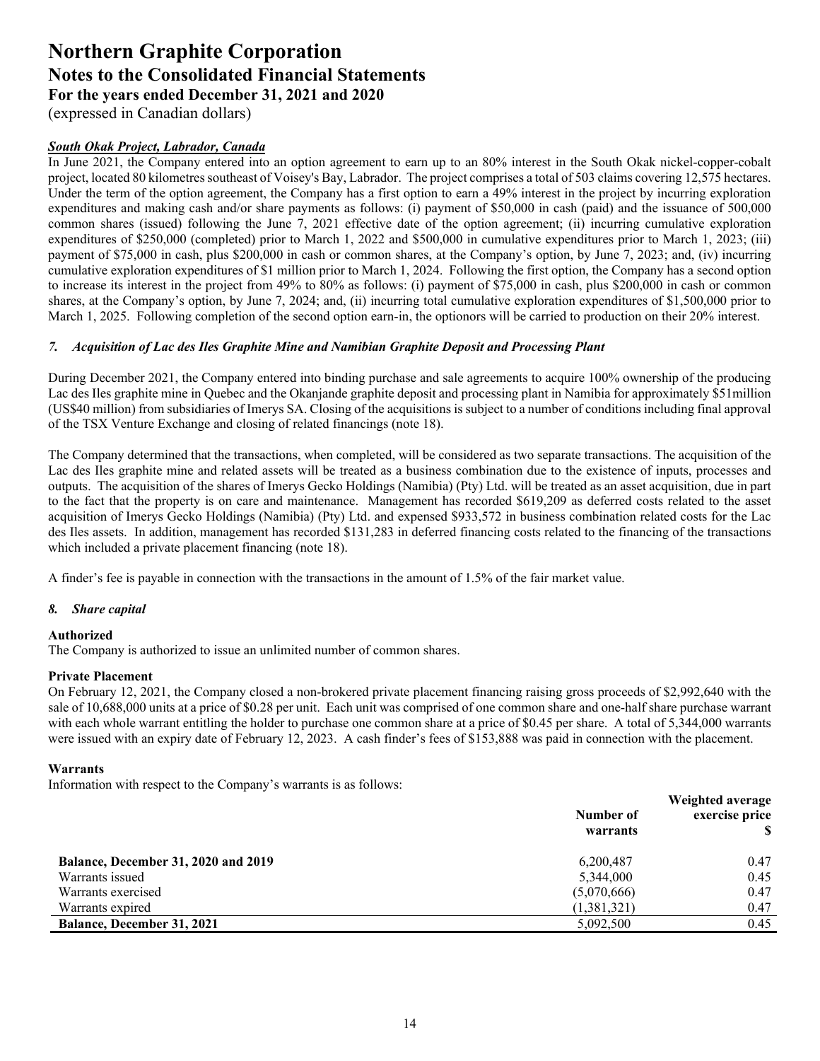#### *South Okak Project, Labrador, Canada*

In June 2021, the Company entered into an option agreement to earn up to an 80% interest in the South Okak nickel-copper-cobalt project, located 80 kilometres southeast of Voisey's Bay, Labrador. The project comprises a total of 503 claims covering 12,575 hectares. Under the term of the option agreement, the Company has a first option to earn a 49% interest in the project by incurring exploration expenditures and making cash and/or share payments as follows: (i) payment of $50,000 in cash (paid) and the issuance of 500,000 common shares (issued) following the June 7, 2021 effective date of the option agreement; (ii) incurring cumulative exploration expenditures of $250,000 (completed) prior to March 1, 2022 and $500,000 in cumulative expenditures prior to March 1, 2023; (iii) payment of $75,000 in cash, plus $200,000 in cash or common shares, at the Company's option, by June 7, 2023; and, (iv) incurring cumulative exploration expenditures of $1 million prior to March 1, 2024. Following the first option, the Company has a second option to increase its interest in the project from 49% to 80% as follows: (i) payment of $75,000 in cash, plus $200,000 in cash or common shares, at the Company's option, by June 7, 2024; and, (ii) incurring total cumulative exploration expenditures of $1,500,000 prior to March 1, 2025. Following completion of the second option earn-in, the optionors will be carried to production on their 20% interest.

### *7. Acquisition of Lac des Iles Graphite Mine and Namibian Graphite Deposit and Processing Plant*

During December 2021, the Company entered into binding purchase and sale agreements to acquire 100% ownership of the producing Lac des Iles graphite mine in Quebec and the Okanjande graphite deposit and processing plant in Namibia for approximately $51million (US$40 million) from subsidiaries of Imerys SA. Closing of the acquisitions is subject to a number of conditions including final approval of the TSX Venture Exchange and closing of related financings (note 18).

The Company determined that the transactions, when completed, will be considered as two separate transactions. The acquisition of the Lac des Iles graphite mine and related assets will be treated as a business combination due to the existence of inputs, processes and outputs. The acquisition of the shares of Imerys Gecko Holdings (Namibia) (Pty) Ltd. will be treated as an asset acquisition, due in part to the fact that the property is on care and maintenance. Management has recorded $619,209 as deferred costs related to the asset acquisition of Imerys Gecko Holdings (Namibia) (Pty) Ltd. and expensed $933,572 in business combination related costs for the Lac des Iles assets. In addition, management has recorded $131,283 in deferred financing costs related to the financing of the transactions which included a private placement financing (note 18).

A finder's fee is payable in connection with the transactions in the amount of 1.5% of the fair market value.

### *8. Share capital*

**Authorized**

The Company is authorized to issue an unlimited number of common shares.

**Private Placement**

On February 12, 2021, the Company closed a non-brokered private placement financing raising gross proceeds of $2,992,640 with the sale of 10,688,000 units at a price of $0.28 per unit. Each unit was comprised of one common share and one-half share purchase warrant with each whole warrant entitling the holder to purchase one common share at a price of $0.45 per share. A total of 5,344,000 warrants were issued with an expiry date of February 12, 2023. A cash finder's fees of $153,888 was paid in connection with the placement.

**Warrants**

Information with respect to the Company's warrants is as follows:

| | Number of warrants | Weighted average exercise price $ |
|---|---|---|
| **Balance, December 31, 2020 and 2019** | 6,200,487 | 0.47 |
| Warrants issued | 5,344,000 | 0.45 |
| Warrants exercised | (5,070,666) | 0.47 |
| Warrants expired | (1,381,321) | 0.47 |
| **Balance, December 31, 2021** | 5,092,500 | 0.45 |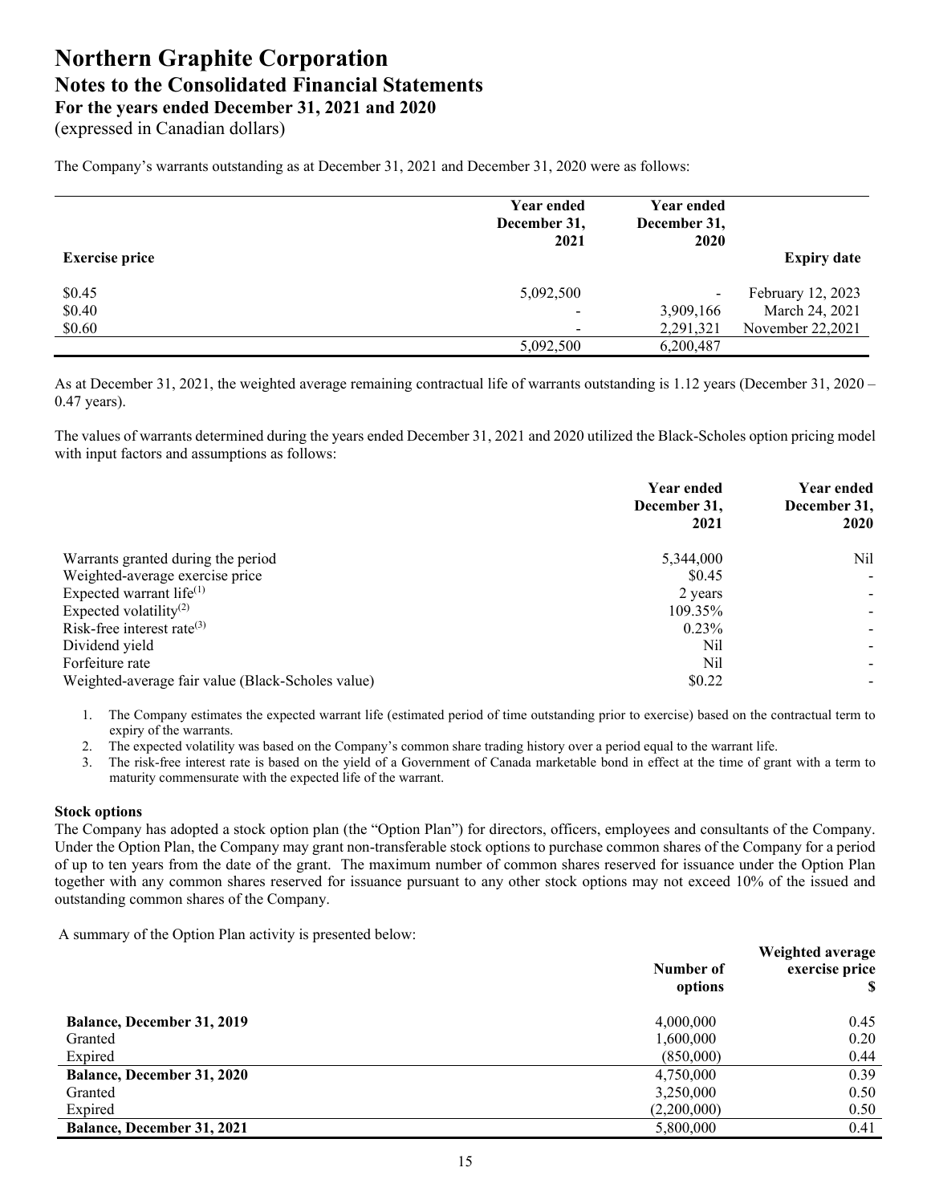# Northern Graphite Corporation
## Notes to the Consolidated Financial Statements
### For the years ended December 31, 2021 and 2020
(expressed in Canadian dollars)

The Company's warrants outstanding as at December 31, 2021 and December 31, 2020 were as follows:

| Exercise price | Year ended December 31, 2021 | Year ended December 31, 2020 | Expiry date |
|---|---|---|---|
| $0.45 | 5,092,500 | - | February 12, 2023 |
| $0.40 | - | 3,909,166 | March 24, 2021 |
| $0.60 | - | 2,291,321 | November 22,2021 |
| | 5,092,500 | 6,200,487 | |

As at December 31, 2021, the weighted average remaining contractual life of warrants outstanding is 1.12 years (December 31, 2020 – 0.47 years).

The values of warrants determined during the years ended December 31, 2021 and 2020 utilized the Black-Scholes option pricing model with input factors and assumptions as follows:

| | Year ended December 31, 2021 | Year ended December 31, 2020 |
|---|---|---|
| Warrants granted during the period | 5,344,000 | Nil |
| Weighted-average exercise price | $0.45 | - |
| Expected warrant life[(1)] | 2 years | - |
| Expected volatility[(2)] | 109.35% | - |
| Risk-free interest rate[(3)] | 0.23% | - |
| Dividend yield | Nil | - |
| Forfeiture rate | Nil | - |
| Weighted-average fair value (Black-Scholes value) | $0.22 | - |

1. The Company estimates the expected warrant life (estimated period of time outstanding prior to exercise) based on the contractual term to expiry of the warrants.
2. The expected volatility was based on the Company's common share trading history over a period equal to the warrant life.
3. The risk-free interest rate is based on the yield of a Government of Canada marketable bond in effect at the time of grant with a term to maturity commensurate with the expected life of the warrant.

**Stock options**

The Company has adopted a stock option plan (the "Option Plan") for directors, officers, employees and consultants of the Company. Under the Option Plan, the Company may grant non-transferable stock options to purchase common shares of the Company for a period of up to ten years from the date of the grant. The maximum number of common shares reserved for issuance under the Option Plan together with any common shares reserved for issuance pursuant to any other stock options may not exceed 10% of the issued and outstanding common shares of the Company.

A summary of the Option Plan activity is presented below:

| | Number of options | Weighted average exercise price $ |
|---|---|---|
| **Balance, December 31, 2019** | 4,000,000 | 0.45 |
| Granted | 1,600,000 | 0.20 |
| Expired | (850,000) | 0.44 |
| **Balance, December 31, 2020** | 4,750,000 | 0.39 |
| Granted | 3,250,000 | 0.50 |
| Expired | (2,200,000) | 0.50 |
| **Balance, December 31, 2021** | 5,800,000 | 0.41 |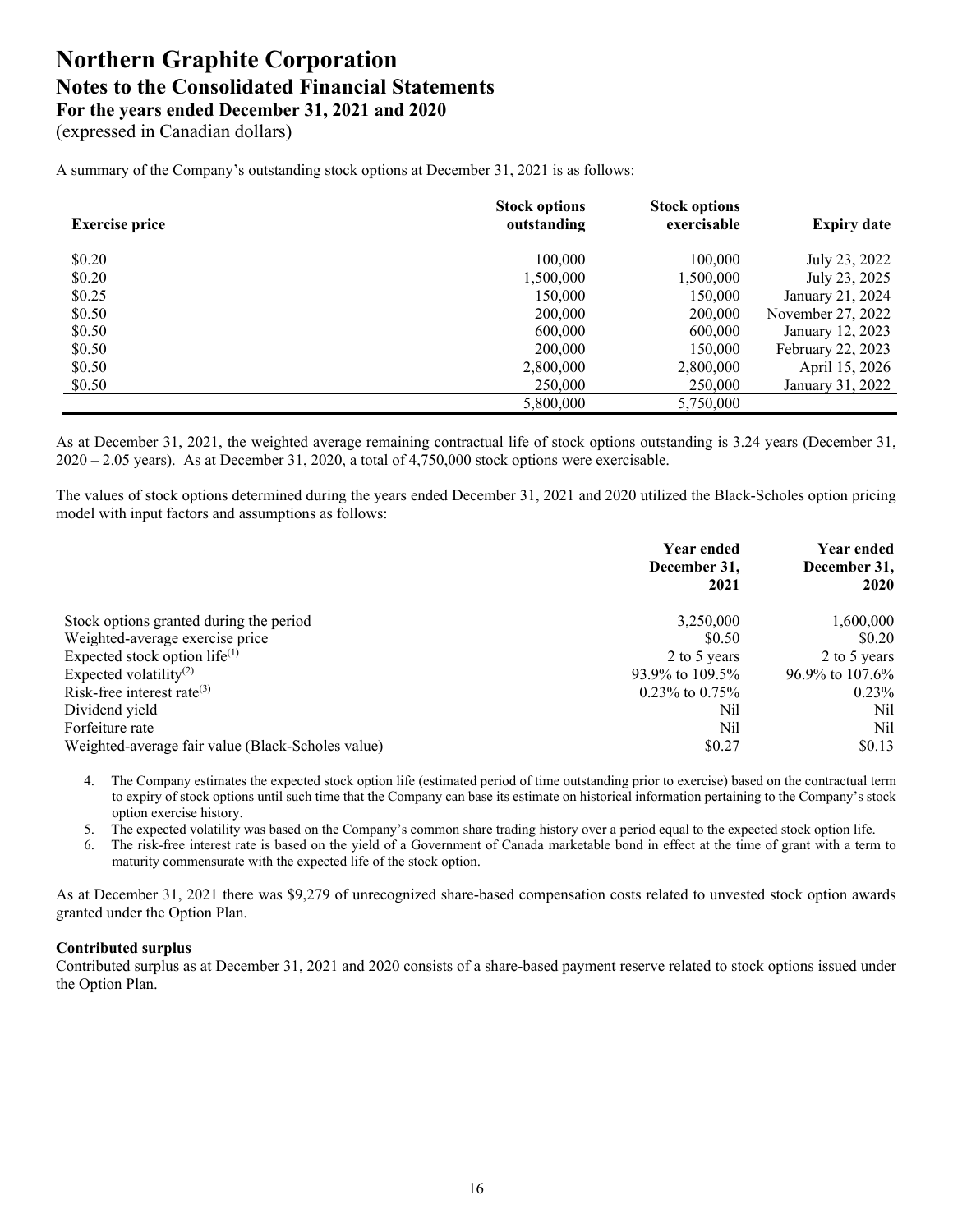# Northern Graphite Corporation
## Notes to the Consolidated Financial Statements
### For the years ended December 31, 2021 and 2020
(expressed in Canadian dollars)

A summary of the Company's outstanding stock options at December 31, 2021 is as follows:

| Exercise price | Stock options outstanding | Stock options exercisable | Expiry date |
|---|---|---|---|
| \$0.20 | 100,000 | 100,000 | July 23, 2022 |
| \$0.20 | 1,500,000 | 1,500,000 | July 23, 2025 |
| \$0.25 | 150,000 | 150,000 | January 21, 2024 |
| \$0.50 | 200,000 | 200,000 | November 27, 2022 |
| \$0.50 | 600,000 | 600,000 | January 12, 2023 |
| \$0.50 | 200,000 | 150,000 | February 22, 2023 |
| \$0.50 | 2,800,000 | 2,800,000 | April 15, 2026 |
| \$0.50 | 250,000 | 250,000 | January 31, 2022 |
| | 5,800,000 | 5,750,000 | |

As at December 31, 2021, the weighted average remaining contractual life of stock options outstanding is 3.24 years (December 31, 2020 – 2.05 years). As at December 31, 2020, a total of 4,750,000 stock options were exercisable.

The values of stock options determined during the years ended December 31, 2021 and 2020 utilized the Black-Scholes option pricing model with input factors and assumptions as follows:

| | Year ended December 31, 2021 | Year ended December 31, 2020 |
|---|---|---|
| Stock options granted during the period | 3,250,000 | 1,600,000 |
| Weighted-average exercise price | \$0.50 | \$0.20 |
| Expected stock option life[(1)] | 2 to 5 years | 2 to 5 years |
| Expected volatility[(2)] | 93.9% to 109.5% | 96.9% to 107.6% |
| Risk-free interest rate[(3)] | 0.23% to 0.75% | 0.23% |
| Dividend yield | Nil | Nil |
| Forfeiture rate | Nil | Nil |
| Weighted-average fair value (Black-Scholes value) | \$0.27 | \$0.13 |

4. The Company estimates the expected stock option life (estimated period of time outstanding prior to exercise) based on the contractual term to expiry of stock options until such time that the Company can base its estimate on historical information pertaining to the Company's stock option exercise history.
5. The expected volatility was based on the Company's common share trading history over a period equal to the expected stock option life.
6. The risk-free interest rate is based on the yield of a Government of Canada marketable bond in effect at the time of grant with a term to maturity commensurate with the expected life of the stock option.

As at December 31, 2021 there was \$9,279 of unrecognized share-based compensation costs related to unvested stock option awards granted under the Option Plan.

**Contributed surplus**
Contributed surplus as at December 31, 2021 and 2020 consists of a share-based payment reserve related to stock options issued under the Option Plan.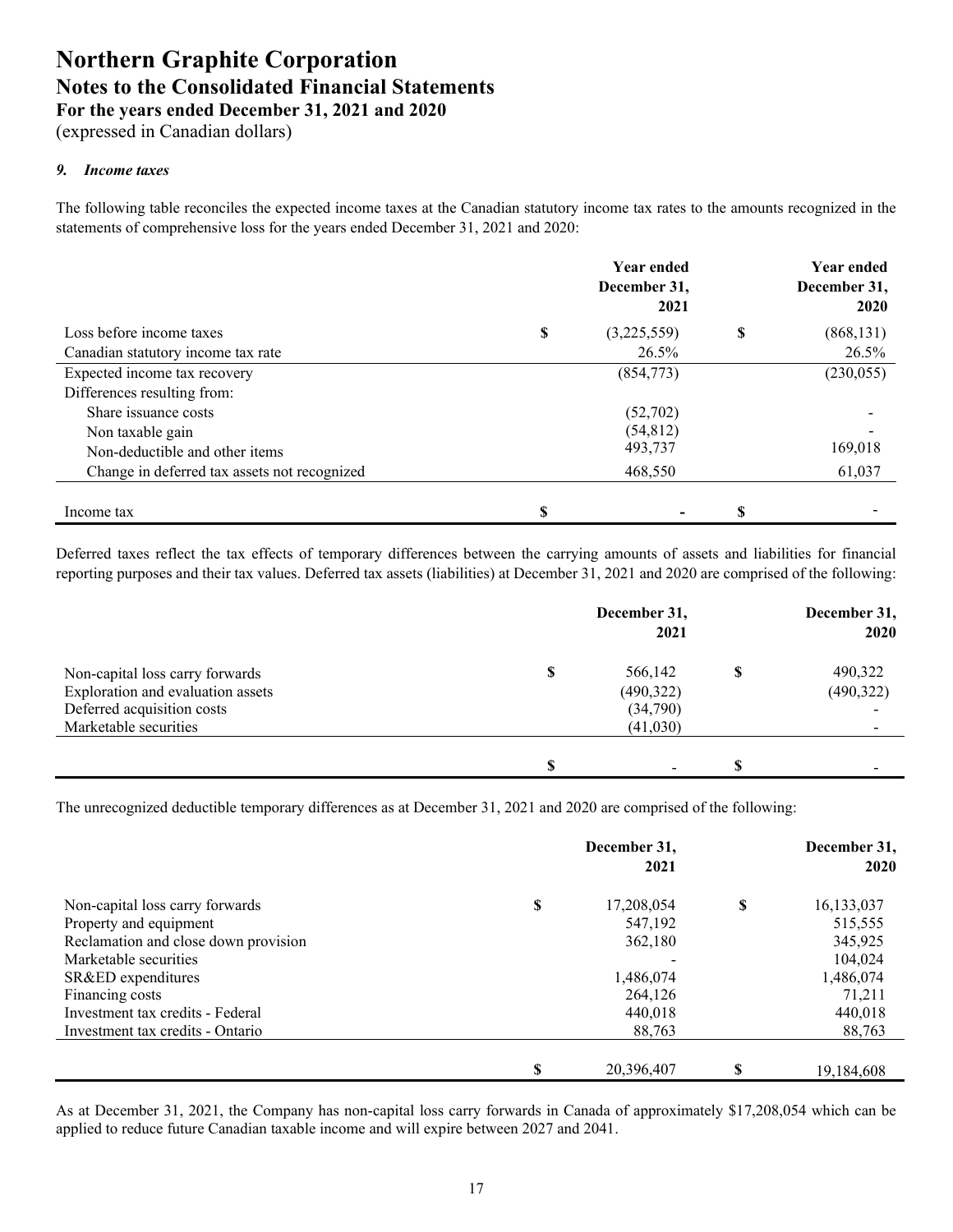# Northern Graphite Corporation
## Notes to the Consolidated Financial Statements
### For the years ended December 31, 2021 and 2020
(expressed in Canadian dollars)

### *9. Income taxes*

The following table reconciles the expected income taxes at the Canadian statutory income tax rates to the amounts recognized in the statements of comprehensive loss for the years ended December 31, 2021 and 2020:

| | Year ended December 31, 2021 | Year ended December 31, 2020 |
|---|---|---|
| Loss before income taxes | $ (3,225,559) | $ (868,131) |
| Canadian statutory income tax rate | 26.5% | 26.5% |
| Expected income tax recovery | (854,773) | (230,055) |
| Differences resulting from: | | |
| Share issuance costs | (52,702) | - |
| Non taxable gain | (54,812) | - |
| Non-deductible and other items | 493,737 | 169,018 |
| Change in deferred tax assets not recognized | 468,550 | 61,037 |
| Income tax | $ - | $ - |

Deferred taxes reflect the tax effects of temporary differences between the carrying amounts of assets and liabilities for financial reporting purposes and their tax values. Deferred tax assets (liabilities) at December 31, 2021 and 2020 are comprised of the following:

| | December 31, 2021 | December 31, 2020 |
|---|---|---|
| Non-capital loss carry forwards | $ 566,142 | $ 490,322 |
| Exploration and evaluation assets | (490,322) | (490,322) |
| Deferred acquisition costs | (34,790) | - |
| Marketable securities | (41,030) | - |
| | $ - | $ - |

The unrecognized deductible temporary differences as at December 31, 2021 and 2020 are comprised of the following:

| | December 31, 2021 | December 31, 2020 |
|---|---|---|
| Non-capital loss carry forwards | $ 17,208,054 | $ 16,133,037 |
| Property and equipment | 547,192 | 515,555 |
| Reclamation and close down provision | 362,180 | 345,925 |
| Marketable securities | - | 104,024 |
| SR&ED expenditures | 1,486,074 | 1,486,074 |
| Financing costs | 264,126 | 71,211 |
| Investment tax credits - Federal | 440,018 | 440,018 |
| Investment tax credits - Ontario | 88,763 | 88,763 |
| | $ 20,396,407 | $ 19,184,608 |

As at December 31, 2021, the Company has non-capital loss carry forwards in Canada of approximately $17,208,054 which can be applied to reduce future Canadian taxable income and will expire between 2027 and 2041.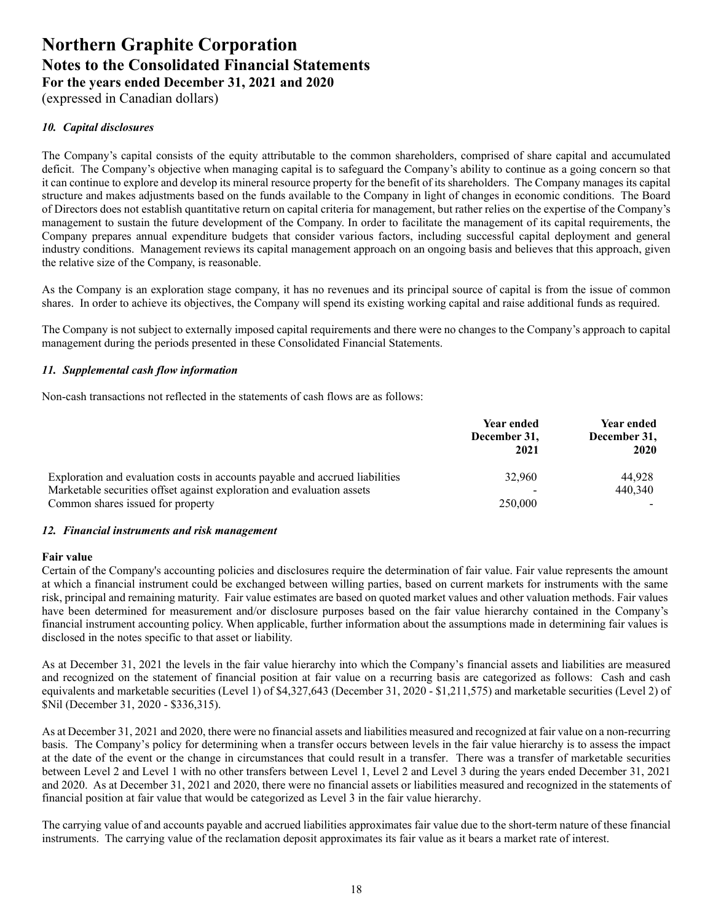# Northern Graphite Corporation
## Notes to the Consolidated Financial Statements
### For the years ended December 31, 2021 and 2020
(expressed in Canadian dollars)

### *10. Capital disclosures*

The Company's capital consists of the equity attributable to the common shareholders, comprised of share capital and accumulated deficit. The Company's objective when managing capital is to safeguard the Company's ability to continue as a going concern so that it can continue to explore and develop its mineral resource property for the benefit of its shareholders. The Company manages its capital structure and makes adjustments based on the funds available to the Company in light of changes in economic conditions. The Board of Directors does not establish quantitative return on capital criteria for management, but rather relies on the expertise of the Company's management to sustain the future development of the Company. In order to facilitate the management of its capital requirements, the Company prepares annual expenditure budgets that consider various factors, including successful capital deployment and general industry conditions. Management reviews its capital management approach on an ongoing basis and believes that this approach, given the relative size of the Company, is reasonable.

As the Company is an exploration stage company, it has no revenues and its principal source of capital is from the issue of common shares. In order to achieve its objectives, the Company will spend its existing working capital and raise additional funds as required.

The Company is not subject to externally imposed capital requirements and there were no changes to the Company's approach to capital management during the periods presented in these Consolidated Financial Statements.

### *11. Supplemental cash flow information*

Non-cash transactions not reflected in the statements of cash flows are as follows:

| | Year ended December 31, 2021 | Year ended December 31, 2020 |
|---|---|---|
| Exploration and evaluation costs in accounts payable and accrued liabilities | 32,960 | 44,928 |
| Marketable securities offset against exploration and evaluation assets | - | 440,340 |
| Common shares issued for property | 250,000 | - |

### *12. Financial instruments and risk management*

**Fair value**

Certain of the Company's accounting policies and disclosures require the determination of fair value. Fair value represents the amount at which a financial instrument could be exchanged between willing parties, based on current markets for instruments with the same risk, principal and remaining maturity. Fair value estimates are based on quoted market values and other valuation methods. Fair values have been determined for measurement and/or disclosure purposes based on the fair value hierarchy contained in the Company's financial instrument accounting policy. When applicable, further information about the assumptions made in determining fair values is disclosed in the notes specific to that asset or liability.

As at December 31, 2021 the levels in the fair value hierarchy into which the Company's financial assets and liabilities are measured and recognized on the statement of financial position at fair value on a recurring basis are categorized as follows: Cash and cash equivalents and marketable securities (Level 1) of $4,327,643 (December 31, 2020 - $1,211,575) and marketable securities (Level 2) of $Nil (December 31, 2020 - $336,315).

As at December 31, 2021 and 2020, there were no financial assets and liabilities measured and recognized at fair value on a non-recurring basis. The Company's policy for determining when a transfer occurs between levels in the fair value hierarchy is to assess the impact at the date of the event or the change in circumstances that could result in a transfer. There was a transfer of marketable securities between Level 2 and Level 1 with no other transfers between Level 1, Level 2 and Level 3 during the years ended December 31, 2021 and 2020. As at December 31, 2021 and 2020, there were no financial assets or liabilities measured and recognized in the statements of financial position at fair value that would be categorized as Level 3 in the fair value hierarchy.

The carrying value of and accounts payable and accrued liabilities approximates fair value due to the short-term nature of these financial instruments. The carrying value of the reclamation deposit approximates its fair value as it bears a market rate of interest.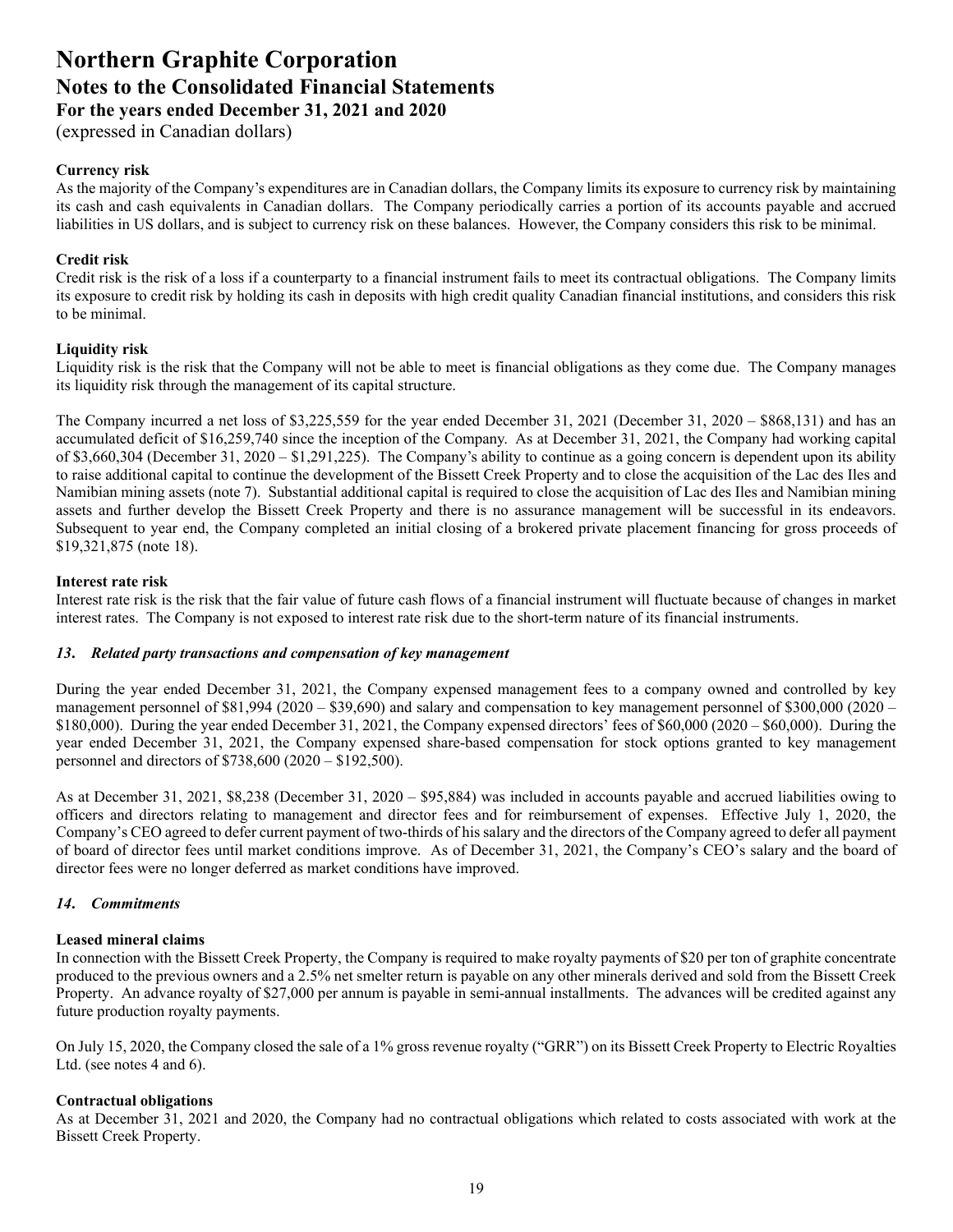**Currency risk**
As the majority of the Company's expenditures are in Canadian dollars, the Company limits its exposure to currency risk by maintaining its cash and cash equivalents in Canadian dollars. The Company periodically carries a portion of its accounts payable and accrued liabilities in US dollars, and is subject to currency risk on these balances. However, the Company considers this risk to be minimal.

**Credit risk**
Credit risk is the risk of a loss if a counterparty to a financial instrument fails to meet its contractual obligations. The Company limits its exposure to credit risk by holding its cash in deposits with high credit quality Canadian financial institutions, and considers this risk to be minimal.

**Liquidity risk**
Liquidity risk is the risk that the Company will not be able to meet is financial obligations as they come due. The Company manages its liquidity risk through the management of its capital structure.

The Company incurred a net loss of $3,225,559 for the year ended December 31, 2021 (December 31, 2020 – $868,131) and has an accumulated deficit of $16,259,740 since the inception of the Company. As at December 31, 2021, the Company had working capital of $3,660,304 (December 31, 2020 – $1,291,225). The Company's ability to continue as a going concern is dependent upon its ability to raise additional capital to continue the development of the Bissett Creek Property and to close the acquisition of the Lac des Iles and Namibian mining assets (note 7). Substantial additional capital is required to close the acquisition of Lac des Iles and Namibian mining assets and further develop the Bissett Creek Property and there is no assurance management will be successful in its endeavors. Subsequent to year end, the Company completed an initial closing of a brokered private placement financing for gross proceeds of $19,321,875 (note 18).

**Interest rate risk**
Interest rate risk is the risk that the fair value of future cash flows of a financial instrument will fluctuate because of changes in market interest rates. The Company is not exposed to interest rate risk due to the short-term nature of its financial instruments.

### *13. Related party transactions and compensation of key management*

During the year ended December 31, 2021, the Company expensed management fees to a company owned and controlled by key management personnel of $81,994 (2020 – $39,690) and salary and compensation to key management personnel of $300,000 (2020 – $180,000). During the year ended December 31, 2021, the Company expensed directors' fees of $60,000 (2020 – $60,000). During the year ended December 31, 2021, the Company expensed share-based compensation for stock options granted to key management personnel and directors of $738,600 (2020 – $192,500).

As at December 31, 2021, $8,238 (December 31, 2020 – $95,884) was included in accounts payable and accrued liabilities owing to officers and directors relating to management and director fees and for reimbursement of expenses. Effective July 1, 2020, the Company's CEO agreed to defer current payment of two-thirds of his salary and the directors of the Company agreed to defer all payment of board of director fees until market conditions improve. As of December 31, 2021, the Company's CEO's salary and the board of director fees were no longer deferred as market conditions have improved.

### *14. Commitments*

**Leased mineral claims**
In connection with the Bissett Creek Property, the Company is required to make royalty payments of $20 per ton of graphite concentrate produced to the previous owners and a 2.5% net smelter return is payable on any other minerals derived and sold from the Bissett Creek Property. An advance royalty of $27,000 per annum is payable in semi-annual installments. The advances will be credited against any future production royalty payments.

On July 15, 2020, the Company closed the sale of a 1% gross revenue royalty ("GRR") on its Bissett Creek Property to Electric Royalties Ltd. (see notes 4 and 6).

**Contractual obligations**
As at December 31, 2021 and 2020, the Company had no contractual obligations which related to costs associated with work at the Bissett Creek Property.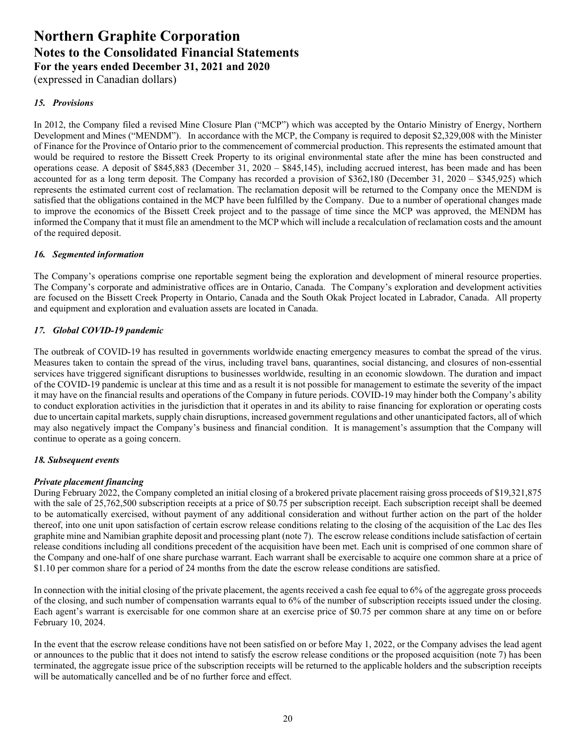# Northern Graphite Corporation
## Notes to the Consolidated Financial Statements
### For the years ended December 31, 2021 and 2020
(expressed in Canadian dollars)

### *15. Provisions*

In 2012, the Company filed a revised Mine Closure Plan ("MCP") which was accepted by the Ontario Ministry of Energy, Northern Development and Mines ("MENDM"). In accordance with the MCP, the Company is required to deposit $2,329,008 with the Minister of Finance for the Province of Ontario prior to the commencement of commercial production. This represents the estimated amount that would be required to restore the Bissett Creek Property to its original environmental state after the mine has been constructed and operations cease. A deposit of $845,883 (December 31, 2020 – $845,145), including accrued interest, has been made and has been accounted for as a long term deposit. The Company has recorded a provision of $362,180 (December 31, 2020 – $345,925) which represents the estimated current cost of reclamation. The reclamation deposit will be returned to the Company once the MENDM is satisfied that the obligations contained in the MCP have been fulfilled by the Company. Due to a number of operational changes made to improve the economics of the Bissett Creek project and to the passage of time since the MCP was approved, the MENDM has informed the Company that it must file an amendment to the MCP which will include a recalculation of reclamation costs and the amount of the required deposit.

### *16. Segmented information*

The Company's operations comprise one reportable segment being the exploration and development of mineral resource properties. The Company's corporate and administrative offices are in Ontario, Canada. The Company's exploration and development activities are focused on the Bissett Creek Property in Ontario, Canada and the South Okak Project located in Labrador, Canada. All property and equipment and exploration and evaluation assets are located in Canada.

### *17. Global COVID-19 pandemic*

The outbreak of COVID-19 has resulted in governments worldwide enacting emergency measures to combat the spread of the virus. Measures taken to contain the spread of the virus, including travel bans, quarantines, social distancing, and closures of non-essential services have triggered significant disruptions to businesses worldwide, resulting in an economic slowdown. The duration and impact of the COVID-19 pandemic is unclear at this time and as a result it is not possible for management to estimate the severity of the impact it may have on the financial results and operations of the Company in future periods. COVID-19 may hinder both the Company's ability to conduct exploration activities in the jurisdiction that it operates in and its ability to raise financing for exploration or operating costs due to uncertain capital markets, supply chain disruptions, increased government regulations and other unanticipated factors, all of which may also negatively impact the Company's business and financial condition. It is management's assumption that the Company will continue to operate as a going concern.

### *18. Subsequent events*

#### *Private placement financing*

During February 2022, the Company completed an initial closing of a brokered private placement raising gross proceeds of $19,321,875 with the sale of 25,762,500 subscription receipts at a price of $0.75 per subscription receipt. Each subscription receipt shall be deemed to be automatically exercised, without payment of any additional consideration and without further action on the part of the holder thereof, into one unit upon satisfaction of certain escrow release conditions relating to the closing of the acquisition of the Lac des Iles graphite mine and Namibian graphite deposit and processing plant (note 7). The escrow release conditions include satisfaction of certain release conditions including all conditions precedent of the acquisition have been met. Each unit is comprised of one common share of the Company and one-half of one share purchase warrant. Each warrant shall be exercisable to acquire one common share at a price of $1.10 per common share for a period of 24 months from the date the escrow release conditions are satisfied.

In connection with the initial closing of the private placement, the agents received a cash fee equal to 6% of the aggregate gross proceeds of the closing, and such number of compensation warrants equal to 6% of the number of subscription receipts issued under the closing. Each agent's warrant is exercisable for one common share at an exercise price of $0.75 per common share at any time on or before February 10, 2024.

In the event that the escrow release conditions have not been satisfied on or before May 1, 2022, or the Company advises the lead agent or announces to the public that it does not intend to satisfy the escrow release conditions or the proposed acquisition (note 7) has been terminated, the aggregate issue price of the subscription receipts will be returned to the applicable holders and the subscription receipts will be automatically cancelled and be of no further force and effect.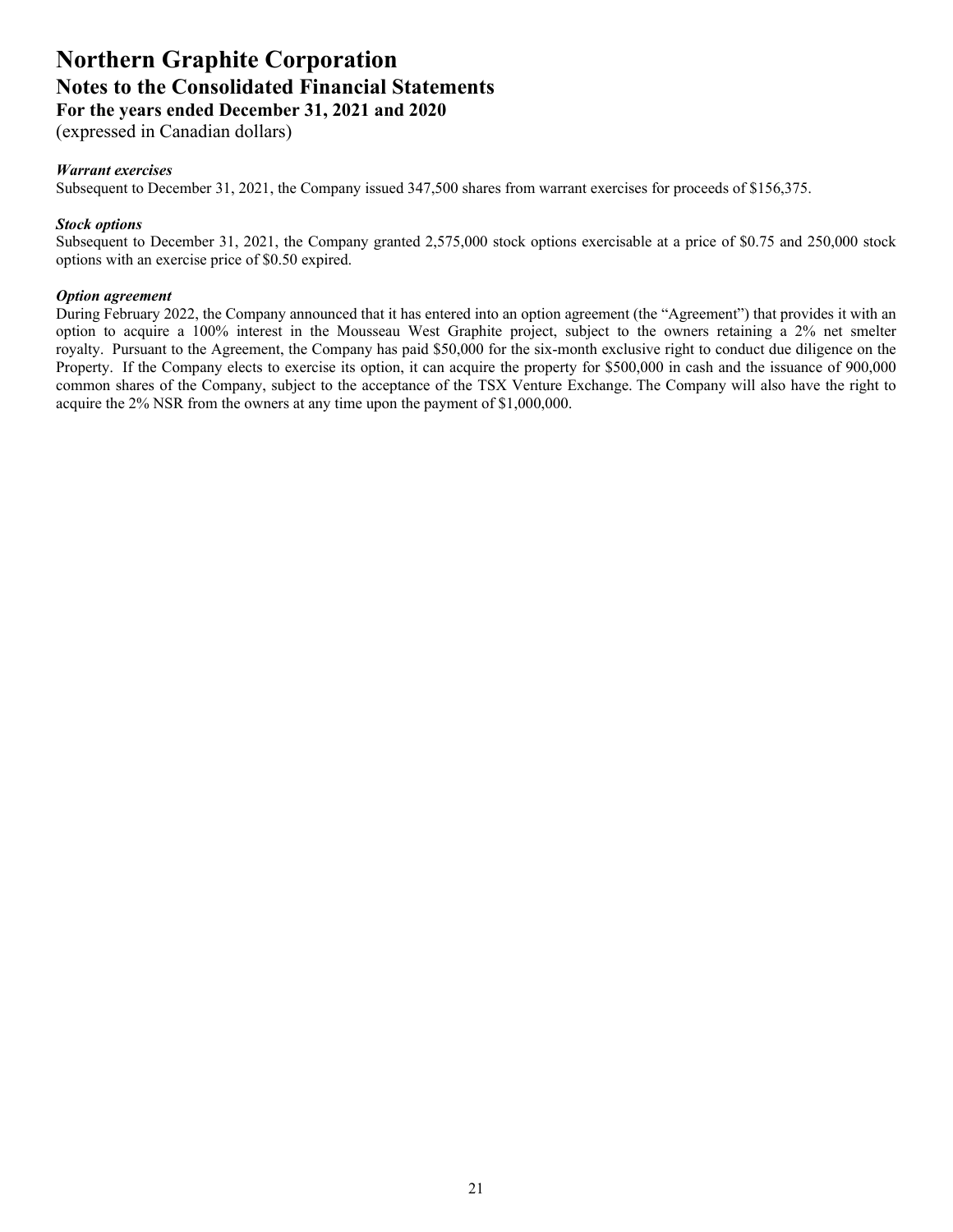***Warrant exercises***

Subsequent to December 31, 2021, the Company issued 347,500 shares from warrant exercises for proceeds of $156,375.

***Stock options***

Subsequent to December 31, 2021, the Company granted 2,575,000 stock options exercisable at a price of $0.75 and 250,000 stock options with an exercise price of $0.50 expired.

***Option agreement***

During February 2022, the Company announced that it has entered into an option agreement (the "Agreement") that provides it with an option to acquire a 100% interest in the Mousseau West Graphite project, subject to the owners retaining a 2% net smelter royalty. Pursuant to the Agreement, the Company has paid $50,000 for the six-month exclusive right to conduct due diligence on the Property. If the Company elects to exercise its option, it can acquire the property for $500,000 in cash and the issuance of 900,000 common shares of the Company, subject to the acceptance of the TSX Venture Exchange. The Company will also have the right to acquire the 2% NSR from the owners at any time upon the payment of $1,000,000.